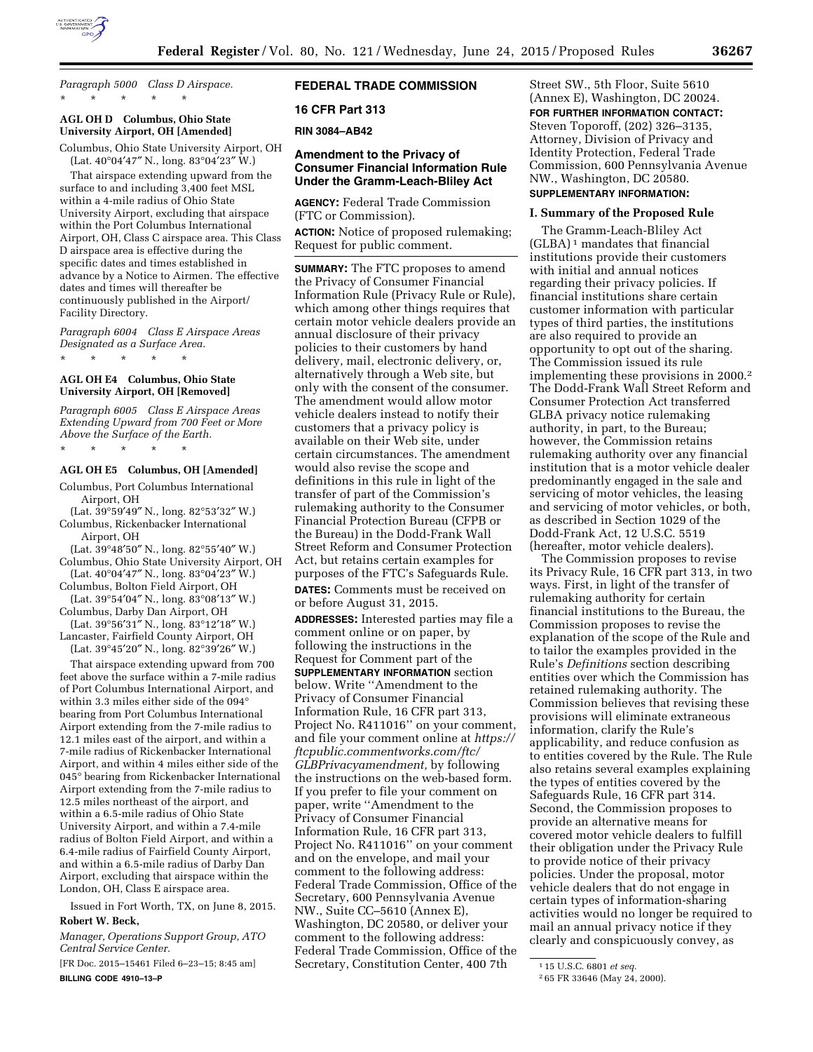*Paragraph 5000 Class D Airspace.*

\* \* \* \* \*

**AGL OH D Columbus, Ohio State University Airport, OH [Amended]**

Columbus, Ohio State University Airport, OH
(Lat. 40°04′47″ N., long. 83°04′23″ W.)

That airspace extending upward from the surface to and including 3,400 feet MSL within a 4-mile radius of Ohio State University Airport, excluding that airspace within the Port Columbus International Airport, OH, Class C airspace area. This Class D airspace area is effective during the specific dates and times established in advance by a Notice to Airmen. The effective dates and times will thereafter be continuously published in the Airport/Facility Directory.

*Paragraph 6004 Class E Airspace Areas Designated as a Surface Area.*

\* \* \* \* \*

**AGL OH E4 Columbus, Ohio State University Airport, OH [Removed]**

*Paragraph 6005 Class E Airspace Areas Extending Upward from 700 Feet or More Above the Surface of the Earth.*

\* \* \* \* \*

**AGL OH E5 Columbus, OH [Amended]**

Columbus, Port Columbus International Airport, OH
(Lat. 39°59′49″ N., long. 82°53′32″ W.)
Columbus, Rickenbacker International Airport, OH
(Lat. 39°48′50″ N., long. 82°55′40″ W.)
Columbus, Ohio State University Airport, OH
(Lat. 40°04′47″ N., long. 83°04′23″ W.)
Columbus, Bolton Field Airport, OH
(Lat. 39°54′04″ N., long. 83°08′13″ W.)
Columbus, Darby Dan Airport, OH
(Lat. 39°56′31″ N., long. 83°12′18″ W.)
Lancaster, Fairfield County Airport, OH
(Lat. 39°45′20″ N., long. 82°39′26″ W.)

That airspace extending upward from 700 feet above the surface within a 7-mile radius of Port Columbus International Airport, and within 3.3 miles either side of the 094° bearing from Port Columbus International Airport extending from the 7-mile radius to 12.1 miles east of the airport, and within a 7-mile radius of Rickenbacker International Airport, and within 4 miles either side of the 045° bearing from Rickenbacker International Airport extending from the 7-mile radius to 12.5 miles northeast of the airport, and within a 6.5-mile radius of Ohio State University Airport, and within a 7.4-mile radius of Bolton Field Airport, and within a 6.4-mile radius of Fairfield County Airport, and within a 6.5-mile radius of Darby Dan Airport, excluding that airspace within the London, OH, Class E airspace area.

Issued in Fort Worth, TX, on June 8, 2015.

**Robert W. Beck,**

*Manager, Operations Support Group, ATO Central Service Center.*

[FR Doc. 2015–15461 Filed 6–23–15; 8:45 am]

**BILLING CODE 4910–13–P**

## FEDERAL TRADE COMMISSION

## 16 CFR Part 313

## RIN 3084–AB42

## Amendment to the Privacy of Consumer Financial Information Rule Under the Gramm-Leach-Bliley Act

**AGENCY:** Federal Trade Commission (FTC or Commission).

**ACTION:** Notice of proposed rulemaking; Request for public comment.

**SUMMARY:** The FTC proposes to amend the Privacy of Consumer Financial Information Rule (Privacy Rule or Rule), which among other things requires that certain motor vehicle dealers provide an annual disclosure of their privacy policies to their customers by hand delivery, mail, electronic delivery, or, alternatively through a Web site, but only with the consent of the consumer. The amendment would allow motor vehicle dealers instead to notify their customers that a privacy policy is available on their Web site, under certain circumstances. The amendment would also revise the scope and definitions in this rule in light of the transfer of part of the Commission's rulemaking authority to the Consumer Financial Protection Bureau (CFPB or the Bureau) in the Dodd-Frank Wall Street Reform and Consumer Protection Act, but retains certain examples for purposes of the FTC's Safeguards Rule.

**DATES:** Comments must be received on or before August 31, 2015.

**ADDRESSES:** Interested parties may file a comment online or on paper, by following the instructions in the Request for Comment part of the **SUPPLEMENTARY INFORMATION** section below. Write "Amendment to the Privacy of Consumer Financial Information Rule, 16 CFR part 313, Project No. R411016" on your comment, and file your comment online at *https://ftcpublic.commentworks.com/ftc/GLBPrivacyamendment,* by following the instructions on the web-based form. If you prefer to file your comment on paper, write "Amendment to the Privacy of Consumer Financial Information Rule, 16 CFR part 313, Project No. R411016" on your comment and on the envelope, and mail your comment to the following address: Federal Trade Commission, Office of the Secretary, 600 Pennsylvania Avenue NW., Suite CC–5610 (Annex E), Washington, DC 20580, or deliver your comment to the following address: Federal Trade Commission, Office of the Secretary, Constitution Center, 400 7th Street SW., 5th Floor, Suite 5610 (Annex E), Washington, DC 20024.

**FOR FURTHER INFORMATION CONTACT:** Steven Toporoff, (202) 326–3135, Attorney, Division of Privacy and Identity Protection, Federal Trade Commission, 600 Pennsylvania Avenue NW., Washington, DC 20580.

**SUPPLEMENTARY INFORMATION:**

### I. Summary of the Proposed Rule

The Gramm-Leach-Bliley Act (GLBA)[1] mandates that financial institutions provide their customers with initial and annual notices regarding their privacy policies. If financial institutions share certain customer information with particular types of third parties, the institutions are also required to provide an opportunity to opt out of the sharing. The Commission issued its rule implementing these provisions in 2000.[2] The Dodd-Frank Wall Street Reform and Consumer Protection Act transferred GLBA privacy notice rulemaking authority, in part, to the Bureau; however, the Commission retains rulemaking authority over any financial institution that is a motor vehicle dealer predominantly engaged in the sale and servicing of motor vehicles, the leasing and servicing of motor vehicles, or both, as described in Section 1029 of the Dodd-Frank Act, 12 U.S.C. 5519 (hereafter, motor vehicle dealers).

The Commission proposes to revise its Privacy Rule, 16 CFR part 313, in two ways. First, in light of the transfer of rulemaking authority for certain financial institutions to the Bureau, the Commission proposes to revise the explanation of the scope of the Rule and to tailor the examples provided in the Rule's *Definitions* section describing entities over which the Commission has retained rulemaking authority. The Commission believes that revising these provisions will eliminate extraneous information, clarify the Rule's applicability, and reduce confusion as to entities covered by the Rule. The Rule also retains several examples explaining the types of entities covered by the Safeguards Rule, 16 CFR part 314. Second, the Commission proposes to provide an alternative means for covered motor vehicle dealers to fulfill their obligation under the Privacy Rule to provide notice of their privacy policies. Under the proposal, motor vehicle dealers that do not engage in certain types of information-sharing activities would no longer be required to mail an annual privacy notice if they clearly and conspicuously convey, as

[1] 15 U.S.C. 6801 *et seq.*

[2] 65 FR 33646 (May 24, 2000).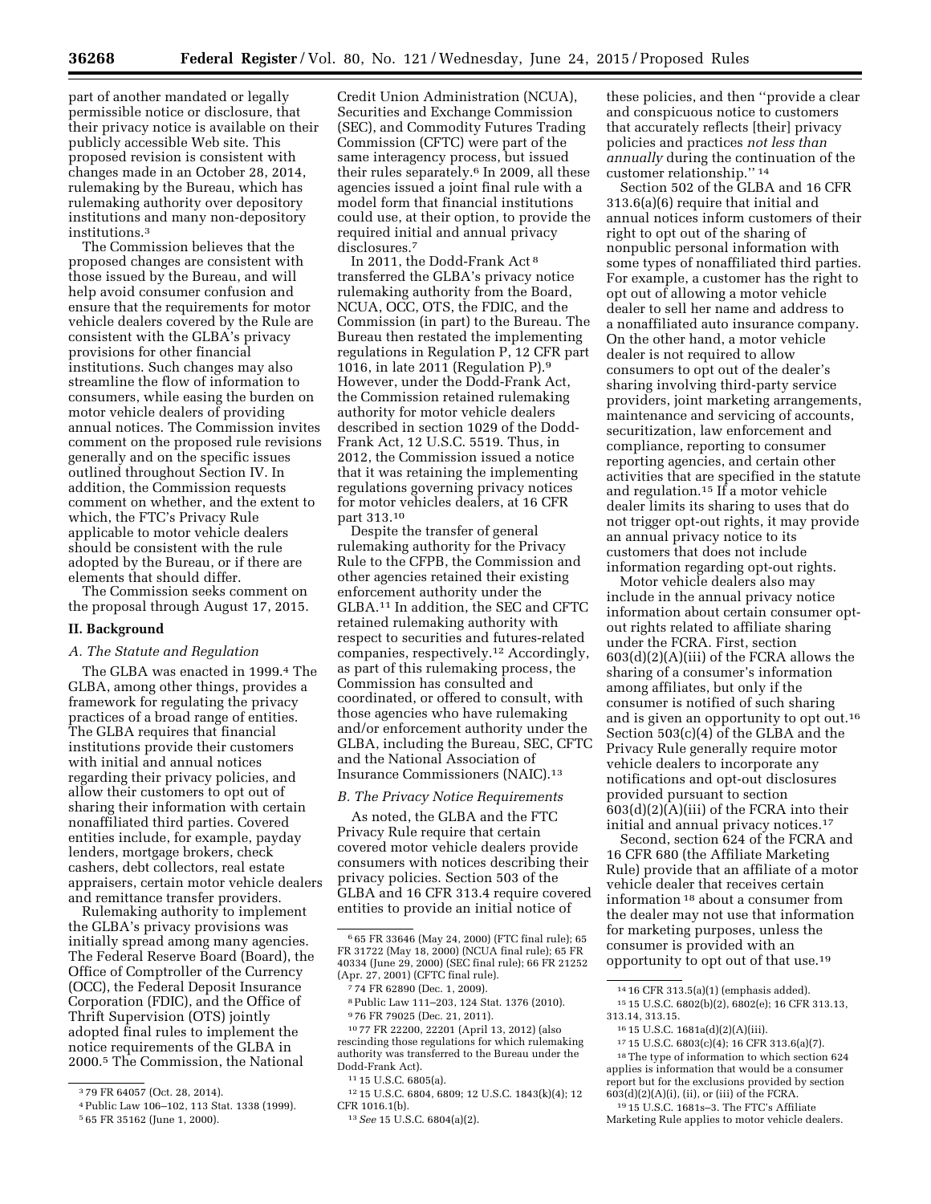part of another mandated or legally permissible notice or disclosure, that their privacy notice is available on their publicly accessible Web site. This proposed revision is consistent with changes made in an October 28, 2014, rulemaking by the Bureau, which has rulemaking authority over depository institutions and many non-depository institutions.[3]

The Commission believes that the proposed changes are consistent with those issued by the Bureau, and will help avoid consumer confusion and ensure that the requirements for motor vehicle dealers covered by the Rule are consistent with the GLBA's privacy provisions for other financial institutions. Such changes may also streamline the flow of information to consumers, while easing the burden on motor vehicle dealers of providing annual notices. The Commission invites comment on the proposed rule revisions generally and on the specific issues outlined throughout Section IV. In addition, the Commission requests comment on whether, and the extent to which, the FTC's Privacy Rule applicable to motor vehicle dealers should be consistent with the rule adopted by the Bureau, or if there are elements that should differ.

The Commission seeks comment on the proposal through August 17, 2015.

## II. Background

### A. The Statute and Regulation

The GLBA was enacted in 1999.[4] The GLBA, among other things, provides a framework for regulating the privacy practices of a broad range of entities. The GLBA requires that financial institutions provide their customers with initial and annual notices regarding their privacy policies, and allow their customers to opt out of sharing their information with certain nonaffiliated third parties. Covered entities include, for example, payday lenders, mortgage brokers, check cashers, debt collectors, real estate appraisers, certain motor vehicle dealers and remittance transfer providers.

Rulemaking authority to implement the GLBA's privacy provisions was initially spread among many agencies. The Federal Reserve Board (Board), the Office of Comptroller of the Currency (OCC), the Federal Deposit Insurance Corporation (FDIC), and the Office of Thrift Supervision (OTS) jointly adopted final rules to implement the notice requirements of the GLBA in 2000.[5] The Commission, the National Credit Union Administration (NCUA), Securities and Exchange Commission (SEC), and Commodity Futures Trading Commission (CFTC) were part of the same interagency process, but issued their rules separately.[6] In 2009, all these agencies issued a joint final rule with a model form that financial institutions could use, at their option, to provide the required initial and annual privacy disclosures.[7]

In 2011, the Dodd-Frank Act[8] transferred the GLBA's privacy notice rulemaking authority from the Board, NCUA, OCC, OTS, the FDIC, and the Commission (in part) to the Bureau. The Bureau then restated the implementing regulations in Regulation P, 12 CFR part 1016, in late 2011 (Regulation P).[9] However, under the Dodd-Frank Act, the Commission retained rulemaking authority for motor vehicle dealers described in section 1029 of the Dodd-Frank Act, 12 U.S.C. 5519. Thus, in 2012, the Commission issued a notice that it was retaining the implementing regulations governing privacy notices for motor vehicles dealers, at 16 CFR part 313.[10]

Despite the transfer of general rulemaking authority for the Privacy Rule to the CFPB, the Commission and other agencies retained their existing enforcement authority under the GLBA.[11] In addition, the SEC and CFTC retained rulemaking authority with respect to securities and futures-related companies, respectively.[12] Accordingly, as part of this rulemaking process, the Commission has consulted and coordinated, or offered to consult, with those agencies who have rulemaking and/or enforcement authority under the GLBA, including the Bureau, SEC, CFTC and the National Association of Insurance Commissioners (NAIC).[13]

### B. The Privacy Notice Requirements

As noted, the GLBA and the FTC Privacy Rule require that certain covered motor vehicle dealers provide consumers with notices describing their privacy policies. Section 503 of the GLBA and 16 CFR 313.4 require covered entities to provide an initial notice of these policies, and then "provide a clear and conspicuous notice to customers that accurately reflects [their] privacy policies and practices *not less than annually* during the continuation of the customer relationship."[14]

Section 502 of the GLBA and 16 CFR 313.6(a)(6) require that initial and annual notices inform customers of their right to opt out of the sharing of nonpublic personal information with some types of nonaffiliated third parties. For example, a customer has the right to opt out of allowing a motor vehicle dealer to sell her name and address to a nonaffiliated auto insurance company. On the other hand, a motor vehicle dealer is not required to allow consumers to opt out of the dealer's sharing involving third-party service providers, joint marketing arrangements, maintenance and servicing of accounts, securitization, law enforcement and compliance, reporting to consumer reporting agencies, and certain other activities that are specified in the statute and regulation.[15] If a motor vehicle dealer limits its sharing to uses that do not trigger opt-out rights, it may provide an annual privacy notice to its customers that does not include information regarding opt-out rights.

Motor vehicle dealers also may include in the annual privacy notice information about certain consumer opt-out rights related to affiliate sharing under the FCRA. First, section 603(d)(2)(A)(iii) of the FCRA allows the sharing of a consumer's information among affiliates, but only if the consumer is notified of such sharing and is given an opportunity to opt out.[16] Section 503(c)(4) of the GLBA and the Privacy Rule generally require motor vehicle dealers to incorporate any notifications and opt-out disclosures provided pursuant to section 603(d)(2)(A)(iii) of the FCRA into their initial and annual privacy notices.[17]

Second, section 624 of the FCRA and 16 CFR 680 (the Affiliate Marketing Rule) provide that an affiliate of a motor vehicle dealer that receives certain information[18] about a consumer from the dealer may not use that information for marketing purposes, unless the consumer is provided with an opportunity to opt out of that use.[19]

---

[3] 79 FR 64057 (Oct. 28, 2014).

[4] Public Law 106–102, 113 Stat. 1338 (1999).

[5] 65 FR 35162 (June 1, 2000).

[6] 65 FR 33646 (May 24, 2000) (FTC final rule); 65 FR 31722 (May 18, 2000) (NCUA final rule); 65 FR 40334 (June 29, 2000) (SEC final rule); 66 FR 21252 (Apr. 27, 2001) (CFTC final rule).

[7] 74 FR 62890 (Dec. 1, 2009).

[8] Public Law 111–203, 124 Stat. 1376 (2010).

[9] 76 FR 79025 (Dec. 21, 2011).

[10] 77 FR 22200, 22201 (April 13, 2012) (also rescinding those regulations for which rulemaking authority was transferred to the Bureau under the Dodd-Frank Act).

[11] 15 U.S.C. 6805(a).

[12] 15 U.S.C. 6804, 6809; 12 U.S.C. 1843(k)(4); 12 CFR 1016.1(b).

[13] *See* 15 U.S.C. 6804(a)(2).

[14] 16 CFR 313.5(a)(1) (emphasis added).

[15] 15 U.S.C. 6802(b)(2), 6802(e); 16 CFR 313.13, 313.14, 313.15.

[16] 15 U.S.C. 1681a(d)(2)(A)(iii).

[17] 15 U.S.C. 6803(c)(4); 16 CFR 313.6(a)(7).

[18] The type of information to which section 624 applies is information that would be a consumer report but for the exclusions provided by section 603(d)(2)(A)(i), (ii), or (iii) of the FCRA.

[19] 15 U.S.C. 1681s–3. The FTC's Affiliate Marketing Rule applies to motor vehicle dealers.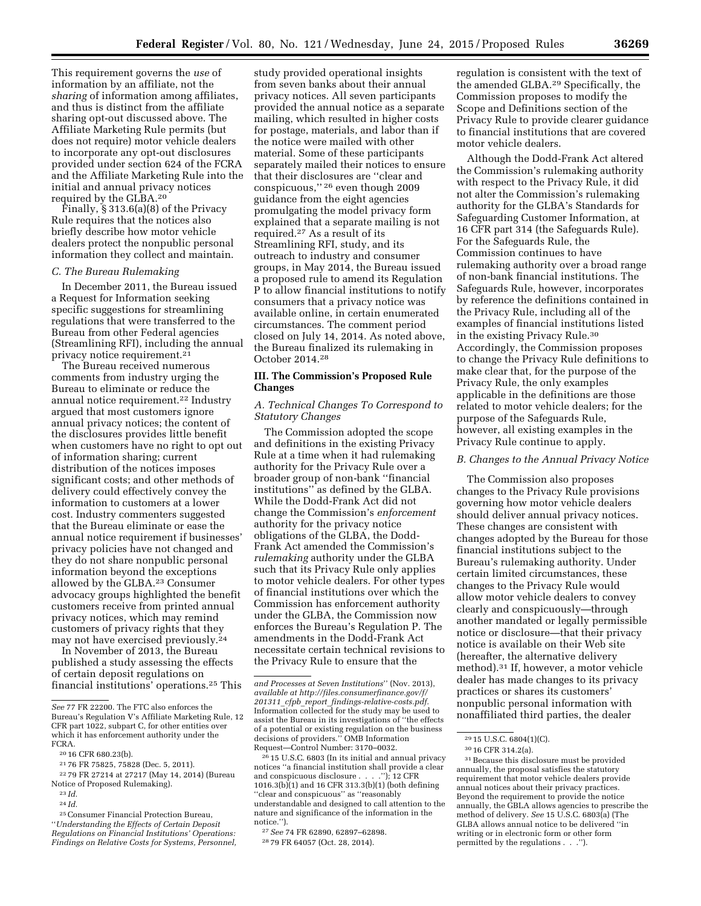This requirement governs the *use* of information by an affiliate, not the *sharing* of information among affiliates, and thus is distinct from the affiliate sharing opt-out discussed above. The Affiliate Marketing Rule permits (but does not require) motor vehicle dealers to incorporate any opt-out disclosures provided under section 624 of the FCRA and the Affiliate Marketing Rule into the initial and annual privacy notices required by the GLBA.[20]

Finally, § 313.6(a)(8) of the Privacy Rule requires that the notices also briefly describe how motor vehicle dealers protect the nonpublic personal information they collect and maintain.

### C. The Bureau Rulemaking

In December 2011, the Bureau issued a Request for Information seeking specific suggestions for streamlining regulations that were transferred to the Bureau from other Federal agencies (Streamlining RFI), including the annual privacy notice requirement.[21]

The Bureau received numerous comments from industry urging the Bureau to eliminate or reduce the annual notice requirement.[22] Industry argued that most customers ignore annual privacy notices; the content of the disclosures provides little benefit when customers have no right to opt out of information sharing; current distribution of the notices imposes significant costs; and other methods of delivery could effectively convey the information to customers at a lower cost. Industry commenters suggested that the Bureau eliminate or ease the annual notice requirement if businesses' privacy policies have not changed and they do not share nonpublic personal information beyond the exceptions allowed by the GLBA.[23] Consumer advocacy groups highlighted the benefit customers receive from printed annual privacy notices, which may remind customers of privacy rights that they may not have exercised previously.[24]

In November of 2013, the Bureau published a study assessing the effects of certain deposit regulations on financial institutions' operations.[25] This study provided operational insights from seven banks about their annual privacy notices. All seven participants provided the annual notice as a separate mailing, which resulted in higher costs for postage, materials, and labor than if the notice were mailed with other material. Some of these participants separately mailed their notices to ensure that their disclosures are ''clear and conspicuous,'' [26] even though 2009 guidance from the eight agencies promulgating the model privacy form explained that a separate mailing is not required.[27] As a result of its Streamlining RFI, study, and its outreach to industry and consumer groups, in May 2014, the Bureau issued a proposed rule to amend its Regulation P to allow financial institutions to notify consumers that a privacy notice was available online, in certain enumerated circumstances. The comment period closed on July 14, 2014. As noted above, the Bureau finalized its rulemaking in October 2014.[28]

## III. The Commission's Proposed Rule Changes

### A. Technical Changes To Correspond to Statutory Changes

The Commission adopted the scope and definitions in the existing Privacy Rule at a time when it had rulemaking authority for the Privacy Rule over a broader group of non-bank ''financial institutions'' as defined by the GLBA. While the Dodd-Frank Act did not change the Commission's *enforcement* authority for the privacy notice obligations of the GLBA, the Dodd-Frank Act amended the Commission's *rulemaking* authority under the GLBA such that its Privacy Rule only applies to motor vehicle dealers. For other types of financial institutions over which the Commission has enforcement authority under the GLBA, the Commission now enforces the Bureau's Regulation P. The amendments in the Dodd-Frank Act necessitate certain technical revisions to the Privacy Rule to ensure that the regulation is consistent with the text of the amended GLBA.[29] Specifically, the Commission proposes to modify the Scope and Definitions section of the Privacy Rule to provide clearer guidance to financial institutions that are covered motor vehicle dealers.

Although the Dodd-Frank Act altered the Commission's rulemaking authority with respect to the Privacy Rule, it did not alter the Commission's rulemaking authority for the GLBA's Standards for Safeguarding Customer Information, at 16 CFR part 314 (the Safeguards Rule). For the Safeguards Rule, the Commission continues to have rulemaking authority over a broad range of non-bank financial institutions. The Safeguards Rule, however, incorporates by reference the definitions contained in the Privacy Rule, including all of the examples of financial institutions listed in the existing Privacy Rule.[30] Accordingly, the Commission proposes to change the Privacy Rule definitions to make clear that, for the purpose of the Privacy Rule, the only examples applicable in the definitions are those related to motor vehicle dealers; for the purpose of the Safeguards Rule, however, all existing examples in the Privacy Rule continue to apply.

### B. Changes to the Annual Privacy Notice

The Commission also proposes changes to the Privacy Rule provisions governing how motor vehicle dealers should deliver annual privacy notices. These changes are consistent with changes adopted by the Bureau for those financial institutions subject to the Bureau's rulemaking authority. Under certain limited circumstances, these changes to the Privacy Rule would allow motor vehicle dealers to convey clearly and conspicuously—through another mandated or legally permissible notice or disclosure—that their privacy notice is available on their Web site (hereafter, the alternative delivery method).[31] If, however, a motor vehicle dealer has made changes to its privacy practices or shares its customers' nonpublic personal information with nonaffiliated third parties, the dealer

---

*See* 77 FR 22200. The FTC also enforces the Bureau's Regulation V's Affiliate Marketing Rule, 12 CFR part 1022, subpart C, for other entities over which it has enforcement authority under the FCRA.

[20] 16 CFR 680.23(b).

[21] 76 FR 75825, 75828 (Dec. 5, 2011).

[22] 79 FR 27214 at 27217 (May 14, 2014) (Bureau Notice of Proposed Rulemaking).

[23] *Id.*

[24] *Id.*

[25] Consumer Financial Protection Bureau, ''*Understanding the Effects of Certain Deposit Regulations on Financial Institutions' Operations: Findings on Relative Costs for Systems, Personnel, and Processes at Seven Institutions*'' (Nov. 2013), *available at http://files.consumerfinance.gov/f/201311_cfpb_report_findings-relative-costs.pdf*. Information collected for the study may be used to assist the Bureau in its investigations of ''the effects of a potential or existing regulation on the business decisions of providers.'' OMB Information Request—Control Number: 3170–0032.

[26] 15 U.S.C. 6803 (In its initial and annual privacy notices ''a financial institution shall provide a clear and conspicuous disclosure . . . .''); 12 CFR 1016.3(b)(1) and 16 CFR 313.3(b)(1) (both defining ''clear and conspicuous'' as ''reasonably understandable and designed to call attention to the nature and significance of the information in the notice.'').

[27] *See* 74 FR 62890, 62897–62898.

[28] 79 FR 64057 (Oct. 28, 2014).

[29] 15 U.S.C. 6804(1)(C).

[30] 16 CFR 314.2(a).

[31] Because this disclosure must be provided annually, the proposal satisfies the statutory requirement that motor vehicle dealers provide annual notices about their privacy practices. Beyond the requirement to provide the notice annually, the GBLA allows agencies to prescribe the method of delivery. *See* 15 U.S.C. 6803(a) (The GLBA allows annual notice to be delivered ''in writing or in electronic form or other form permitted by the regulations . . .'').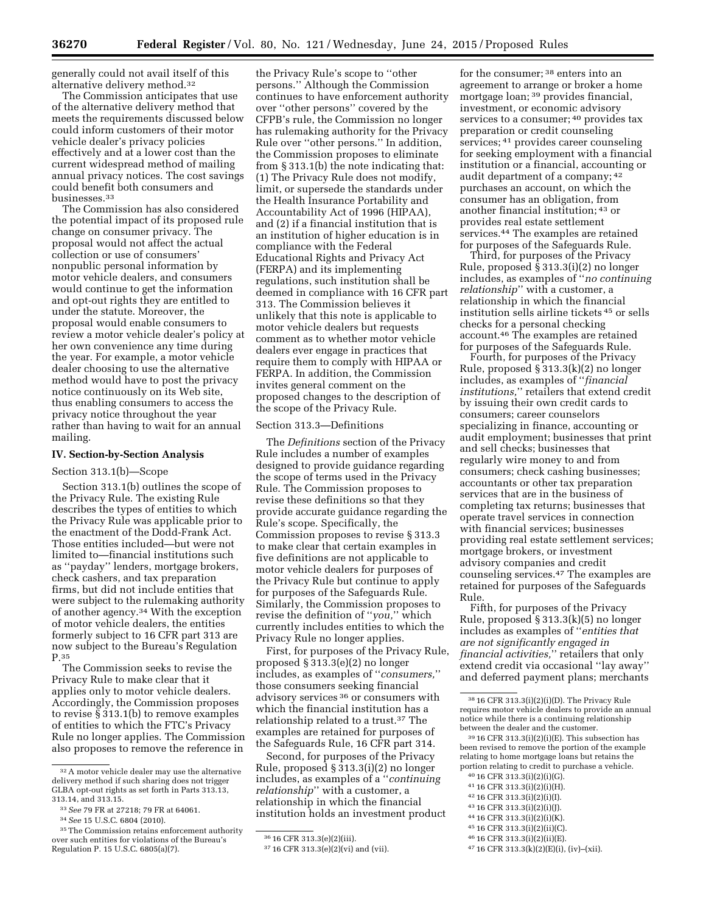generally could not avail itself of this alternative delivery method.[32]

The Commission anticipates that use of the alternative delivery method that meets the requirements discussed below could inform customers of their motor vehicle dealer's privacy policies effectively and at a lower cost than the current widespread method of mailing annual privacy notices. The cost savings could benefit both consumers and businesses.[33]

The Commission has also considered the potential impact of its proposed rule change on consumer privacy. The proposal would not affect the actual collection or use of consumers' nonpublic personal information by motor vehicle dealers, and consumers would continue to get the information and opt-out rights they are entitled to under the statute. Moreover, the proposal would enable consumers to review a motor vehicle dealer's policy at her own convenience any time during the year. For example, a motor vehicle dealer choosing to use the alternative method would have to post the privacy notice continuously on its Web site, thus enabling consumers to access the privacy notice throughout the year rather than having to wait for an annual mailing.

## IV. Section-by-Section Analysis

### Section 313.1(b)—Scope

Section 313.1(b) outlines the scope of the Privacy Rule. The existing Rule describes the types of entities to which the Privacy Rule was applicable prior to the enactment of the Dodd-Frank Act. Those entities included—but were not limited to—financial institutions such as ''payday'' lenders, mortgage brokers, check cashers, and tax preparation firms, but did not include entities that were subject to the rulemaking authority of another agency.[34] With the exception of motor vehicle dealers, the entities formerly subject to 16 CFR part 313 are now subject to the Bureau's Regulation P.[35]

The Commission seeks to revise the Privacy Rule to make clear that it applies only to motor vehicle dealers. Accordingly, the Commission proposes to revise § 313.1(b) to remove examples of entities to which the FTC's Privacy Rule no longer applies. The Commission also proposes to remove the reference in the Privacy Rule's scope to ''other persons.'' Although the Commission continues to have enforcement authority over ''other persons'' covered by the CFPB's rule, the Commission no longer has rulemaking authority for the Privacy Rule over ''other persons.'' In addition, the Commission proposes to eliminate from § 313.1(b) the note indicating that: (1) The Privacy Rule does not modify, limit, or supersede the standards under the Health Insurance Portability and Accountability Act of 1996 (HIPAA), and (2) if a financial institution that is an institution of higher education is in compliance with the Federal Educational Rights and Privacy Act (FERPA) and its implementing regulations, such institution shall be deemed in compliance with 16 CFR part 313. The Commission believes it unlikely that this note is applicable to motor vehicle dealers but requests comment as to whether motor vehicle dealers ever engage in practices that require them to comply with HIPAA or FERPA. In addition, the Commission invites general comment on the proposed changes to the description of the scope of the Privacy Rule.

### Section 313.3—Definitions

The *Definitions* section of the Privacy Rule includes a number of examples designed to provide guidance regarding the scope of terms used in the Privacy Rule. The Commission proposes to revise these definitions so that they provide accurate guidance regarding the Rule's scope. Specifically, the Commission proposes to revise § 313.3 to make clear that certain examples in five definitions are not applicable to motor vehicle dealers for purposes of the Privacy Rule but continue to apply for purposes of the Safeguards Rule. Similarly, the Commission proposes to revise the definition of ''*you,*'' which currently includes entities to which the Privacy Rule no longer applies.

First, for purposes of the Privacy Rule, proposed § 313.3(e)(2) no longer includes, as examples of ''*consumers,*'' those consumers seeking financial advisory services [36] or consumers with which the financial institution has a relationship related to a trust.[37] The examples are retained for purposes of the Safeguards Rule, 16 CFR part 314.

Second, for purposes of the Privacy Rule, proposed § 313.3(i)(2) no longer includes, as examples of a ''*continuing relationship*'' with a customer, a relationship in which the financial institution holds an investment product for the consumer; [38] enters into an agreement to arrange or broker a home mortgage loan; [39] provides financial, investment, or economic advisory services to a consumer; [40] provides tax preparation or credit counseling services; [41] provides career counseling for seeking employment with a financial institution or a financial, accounting or audit department of a company; [42] purchases an account, on which the consumer has an obligation, from another financial institution; [43] or provides real estate settlement services.[44] The examples are retained for purposes of the Safeguards Rule.

Third, for purposes of the Privacy Rule, proposed § 313.3(i)(2) no longer includes, as examples of ''*no continuing relationship*'' with a customer, a relationship in which the financial institution sells airline tickets [45] or sells checks for a personal checking account.[46] The examples are retained for purposes of the Safeguards Rule.

Fourth, for purposes of the Privacy Rule, proposed § 313.3(k)(2) no longer includes, as examples of ''*financial institutions,*'' retailers that extend credit by issuing their own credit cards to consumers; career counselors specializing in finance, accounting or audit employment; businesses that print and sell checks; businesses that regularly wire money to and from consumers; check cashing businesses; accountants or other tax preparation services that are in the business of completing tax returns; businesses that operate travel services in connection with financial services; businesses providing real estate settlement services; mortgage brokers, or investment advisory companies and credit counseling services.[47] The examples are retained for purposes of the Safeguards Rule.

Fifth, for purposes of the Privacy Rule, proposed § 313.3(k)(5) no longer includes as examples of ''*entities that are not significantly engaged in financial activities,*'' retailers that only extend credit via occasional ''lay away'' and deferred payment plans; merchants

---

[32] A motor vehicle dealer may use the alternative delivery method if such sharing does not trigger GLBA opt-out rights as set forth in Parts 313.13, 313.14, and 313.15.

[33] *See* 79 FR at 27218; 79 FR at 64061.

[34] *See* 15 U.S.C. 6804 (2010).

[35] The Commission retains enforcement authority over such entities for violations of the Bureau's Regulation P. 15 U.S.C. 6805(a)(7).

[36] 16 CFR 313.3(e)(2)(iii).

[37] 16 CFR 313.3(e)(2)(vi) and (vii).

[38] 16 CFR 313.3(i)(2)(i)(D). The Privacy Rule requires motor vehicle dealers to provide an annual notice while there is a continuing relationship between the dealer and the customer.

[39] 16 CFR 313.3(i)(2)(i)(E). This subsection has been revised to remove the portion of the example relating to home mortgage loans but retains the portion relating to credit to purchase a vehicle.

[40] 16 CFR 313.3(i)(2)(i)(G).

[41] 16 CFR 313.3(i)(2)(i)(H).

[42] 16 CFR 313.3(i)(2)(i)(I).

[43] 16 CFR 313.3(i)(2)(i)(J).

[44] 16 CFR 313.3(i)(2)(i)(K).

[45] 16 CFR 313.3(i)(2)(ii)(C).

[46] 16 CFR 313.3(i)(2)(ii)(E).

[47] 16 CFR 313.3(k)(2)(E)(i), (iv)–(xii).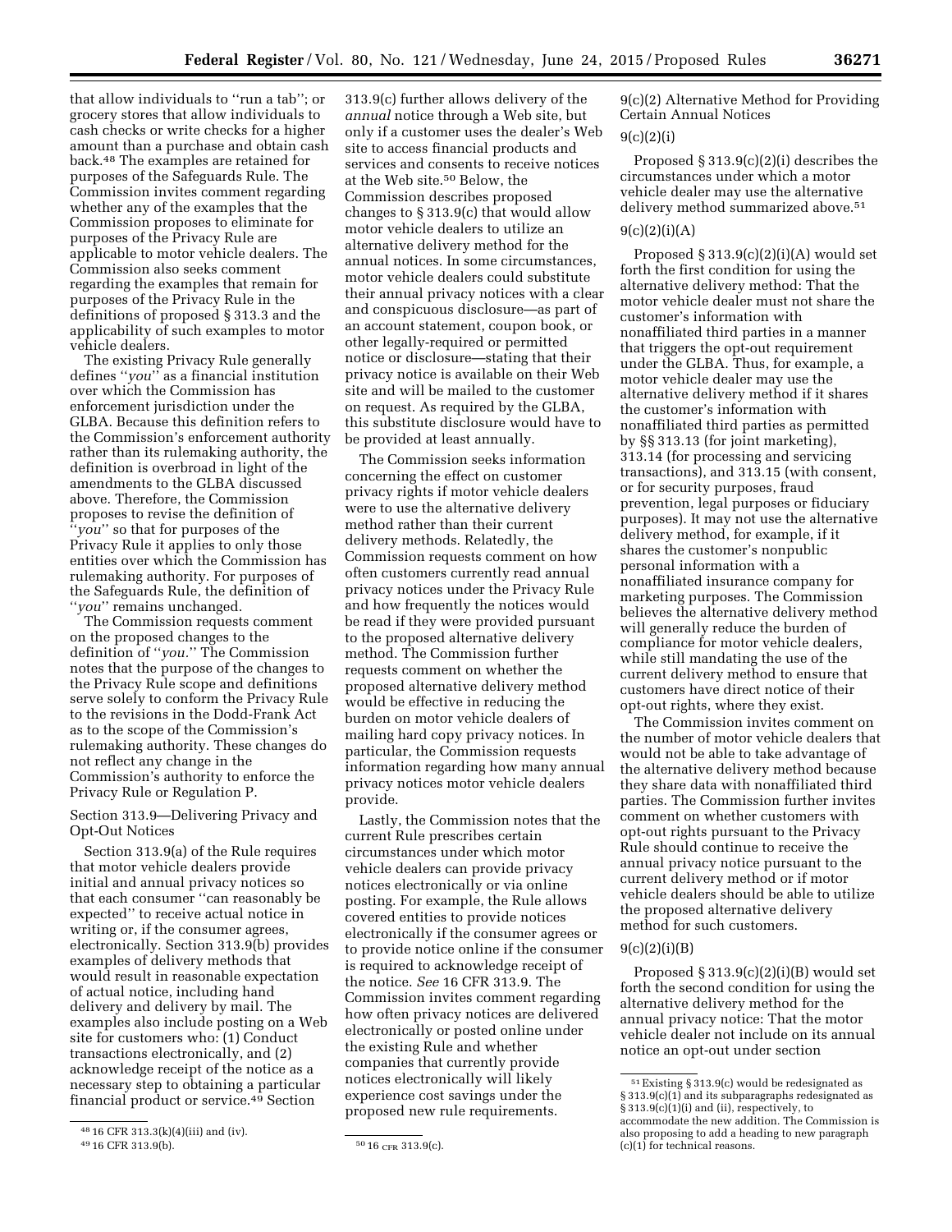that allow individuals to "run a tab"; or grocery stores that allow individuals to cash checks or write checks for a higher amount than a purchase and obtain cash back.[48] The examples are retained for purposes of the Safeguards Rule. The Commission invites comment regarding whether any of the examples that the Commission proposes to eliminate for purposes of the Privacy Rule are applicable to motor vehicle dealers. The Commission also seeks comment regarding the examples that remain for purposes of the Privacy Rule in the definitions of proposed § 313.3 and the applicability of such examples to motor vehicle dealers.

The existing Privacy Rule generally defines "*you*" as a financial institution over which the Commission has enforcement jurisdiction under the GLBA. Because this definition refers to the Commission's enforcement authority rather than its rulemaking authority, the definition is overbroad in light of the amendments to the GLBA discussed above. Therefore, the Commission proposes to revise the definition of "*you*" so that for purposes of the Privacy Rule it applies to only those entities over which the Commission has rulemaking authority. For purposes of the Safeguards Rule, the definition of "*you*" remains unchanged.

The Commission requests comment on the proposed changes to the definition of "*you.*" The Commission notes that the purpose of the changes to the Privacy Rule scope and definitions serve solely to conform the Privacy Rule to the revisions in the Dodd-Frank Act as to the scope of the Commission's rulemaking authority. These changes do not reflect any change in the Commission's authority to enforce the Privacy Rule or Regulation P.

Section 313.9—Delivering Privacy and Opt-Out Notices

Section 313.9(a) of the Rule requires that motor vehicle dealers provide initial and annual privacy notices so that each consumer "can reasonably be expected" to receive actual notice in writing or, if the consumer agrees, electronically. Section 313.9(b) provides examples of delivery methods that would result in reasonable expectation of actual notice, including hand delivery and delivery by mail. The examples also include posting on a Web site for customers who: (1) Conduct transactions electronically, and (2) acknowledge receipt of the notice as a necessary step to obtaining a particular financial product or service.[49] Section 313.9(c) further allows delivery of the *annual* notice through a Web site, but only if a customer uses the dealer's Web site to access financial products and services and consents to receive notices at the Web site.[50] Below, the Commission describes proposed changes to § 313.9(c) that would allow motor vehicle dealers to utilize an alternative delivery method for the annual notices. In some circumstances, motor vehicle dealers could substitute their annual privacy notices with a clear and conspicuous disclosure—as part of an account statement, coupon book, or other legally-required or permitted notice or disclosure—stating that their privacy notice is available on their Web site and will be mailed to the customer on request. As required by the GLBA, this substitute disclosure would have to be provided at least annually.

The Commission seeks information concerning the effect on customer privacy rights if motor vehicle dealers were to use the alternative delivery method rather than their current delivery methods. Relatedly, the Commission requests comment on how often customers currently read annual privacy notices under the Privacy Rule and how frequently the notices would be read if they were provided pursuant to the proposed alternative delivery method. The Commission further requests comment on whether the proposed alternative delivery method would be effective in reducing the burden on motor vehicle dealers of mailing hard copy privacy notices. In particular, the Commission requests information regarding how many annual privacy notices motor vehicle dealers provide.

Lastly, the Commission notes that the current Rule prescribes certain circumstances under which motor vehicle dealers can provide privacy notices electronically or via online posting. For example, the Rule allows covered entities to provide notices electronically if the consumer agrees or to provide notice online if the consumer is required to acknowledge receipt of the notice. *See* 16 CFR 313.9. The Commission invites comment regarding how often privacy notices are delivered electronically or posted online under the existing Rule and whether companies that currently provide notices electronically will likely experience cost savings under the proposed new rule requirements.

9(c)(2) Alternative Method for Providing Certain Annual Notices

9(c)(2)(i)

Proposed § 313.9(c)(2)(i) describes the circumstances under which a motor vehicle dealer may use the alternative delivery method summarized above.[51]

9(c)(2)(i)(A)

Proposed § 313.9(c)(2)(i)(A) would set forth the first condition for using the alternative delivery method: That the motor vehicle dealer must not share the customer's information with nonaffiliated third parties in a manner that triggers the opt-out requirement under the GLBA. Thus, for example, a motor vehicle dealer may use the alternative delivery method if it shares the customer's information with nonaffiliated third parties as permitted by §§ 313.13 (for joint marketing), 313.14 (for processing and servicing transactions), and 313.15 (with consent, or for security purposes, fraud prevention, legal purposes or fiduciary purposes). It may not use the alternative delivery method, for example, if it shares the customer's nonpublic personal information with a nonaffiliated insurance company for marketing purposes. The Commission believes the alternative delivery method will generally reduce the burden of compliance for motor vehicle dealers, while still mandating the use of the current delivery method to ensure that customers have direct notice of their opt-out rights, where they exist.

The Commission invites comment on the number of motor vehicle dealers that would not be able to take advantage of the alternative delivery method because they share data with nonaffiliated third parties. The Commission further invites comment on whether customers with opt-out rights pursuant to the Privacy Rule should continue to receive the annual privacy notice pursuant to the current delivery method or if motor vehicle dealers should be able to utilize the proposed alternative delivery method for such customers.

9(c)(2)(i)(B)

Proposed § 313.9(c)(2)(i)(B) would set forth the second condition for using the alternative delivery method for the annual privacy notice: That the motor vehicle dealer not include on its annual notice an opt-out under section

---

[48] 16 CFR 313.3(k)(4)(iii) and (iv).

[49] 16 CFR 313.9(b).

[50] 16 CFR 313.9(c).

[51] Existing § 313.9(c) would be redesignated as § 313.9(c)(1) and its subparagraphs redesignated as § 313.9(c)(1)(i) and (ii), respectively, to accommodate the new addition. The Commission is also proposing to add a heading to new paragraph (c)(1) for technical reasons.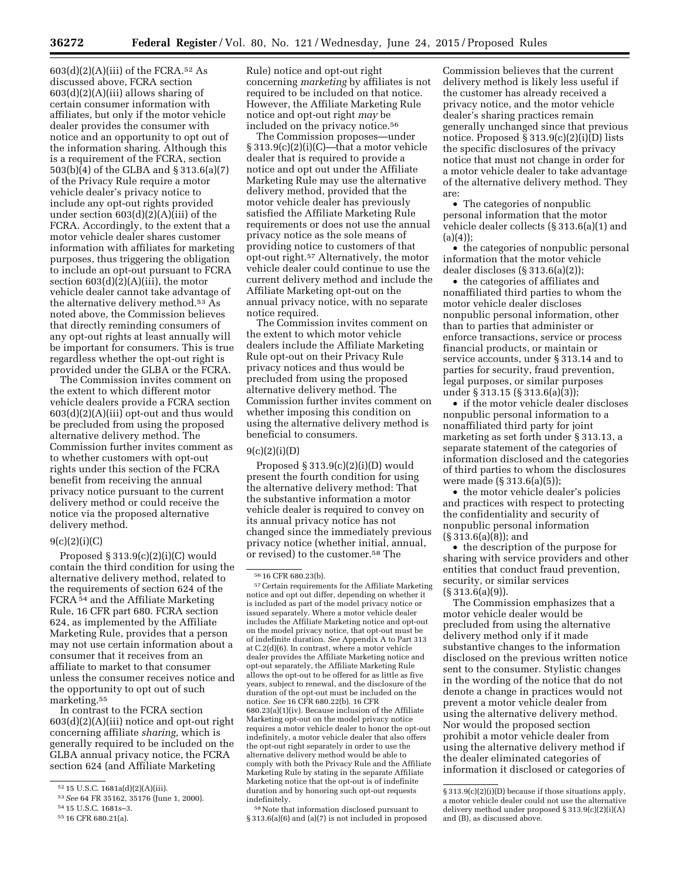603(d)(2)(A)(iii) of the FCRA.[52] As discussed above, FCRA section 603(d)(2)(A)(iii) allows sharing of certain consumer information with affiliates, but only if the motor vehicle dealer provides the consumer with notice and an opportunity to opt out of the information sharing. Although this is a requirement of the FCRA, section 503(b)(4) of the GLBA and § 313.6(a)(7) of the Privacy Rule require a motor vehicle dealer's privacy notice to include any opt-out rights provided under section 603(d)(2)(A)(iii) of the FCRA. Accordingly, to the extent that a motor vehicle dealer shares customer information with affiliates for marketing purposes, thus triggering the obligation to include an opt-out pursuant to FCRA section 603(d)(2)(A)(iii), the motor vehicle dealer cannot take advantage of the alternative delivery method.[53] As noted above, the Commission believes that directly reminding consumers of any opt-out rights at least annually will be important for consumers. This is true regardless whether the opt-out right is provided under the GLBA or the FCRA.

The Commission invites comment on the extent to which different motor vehicle dealers provide a FCRA section 603(d)(2)(A)(iii) opt-out and thus would be precluded from using the proposed alternative delivery method. The Commission further invites comment as to whether customers with opt-out rights under this section of the FCRA benefit from receiving the annual privacy notice pursuant to the current delivery method or could receive the notice via the proposed alternative delivery method.

### 9(c)(2)(i)(C)

Proposed § 313.9(c)(2)(i)(C) would contain the third condition for using the alternative delivery method, related to the requirements of section 624 of the FCRA[54] and the Affiliate Marketing Rule, 16 CFR part 680. FCRA section 624, as implemented by the Affiliate Marketing Rule, provides that a person may not use certain information about a consumer that it receives from an affiliate to market to that consumer unless the consumer receives notice and the opportunity to opt out of such marketing.[55]

In contrast to the FCRA section 603(d)(2)(A)(iii) notice and opt-out right concerning affiliate *sharing,* which is generally required to be included on the GLBA annual privacy notice, the FCRA section 624 (and Affiliate Marketing Rule) notice and opt-out right concerning *marketing* by affiliates is not required to be included on that notice. However, the Affiliate Marketing Rule notice and opt-out right *may* be included on the privacy notice.[56]

The Commission proposes—under § 313.9(c)(2)(i)(C)—that a motor vehicle dealer that is required to provide a notice and opt out under the Affiliate Marketing Rule may use the alternative delivery method, provided that the motor vehicle dealer has previously satisfied the Affiliate Marketing Rule requirements or does not use the annual privacy notice as the sole means of providing notice to customers of that opt-out right.[57] Alternatively, the motor vehicle dealer could continue to use the current delivery method and include the Affiliate Marketing opt-out on the annual privacy notice, with no separate notice required.

The Commission invites comment on the extent to which motor vehicle dealers include the Affiliate Marketing Rule opt-out on their Privacy Rule privacy notices and thus would be precluded from using the proposed alternative delivery method. The Commission further invites comment on whether imposing this condition on using the alternative delivery method is beneficial to consumers.

### 9(c)(2)(i)(D)

Proposed § 313.9(c)(2)(i)(D) would present the fourth condition for using the alternative delivery method: That the substantive information a motor vehicle dealer is required to convey on its annual privacy notice has not changed since the immediately previous privacy notice (whether initial, annual, or revised) to the customer.[58] The Commission believes that the current delivery method is likely less useful if the customer has already received a privacy notice, and the motor vehicle dealer's sharing practices remain generally unchanged since that previous notice. Proposed § 313.9(c)(2)(i)(D) lists the specific disclosures of the privacy notice that must not change in order for a motor vehicle dealer to take advantage of the alternative delivery method. They are:

- The categories of nonpublic personal information that the motor vehicle dealer collects (§ 313.6(a)(1) and (a)(4));
- the categories of nonpublic personal information that the motor vehicle dealer discloses (§ 313.6(a)(2));
- the categories of affiliates and nonaffiliated third parties to whom the motor vehicle dealer discloses nonpublic personal information, other than to parties that administer or enforce transactions, service or process financial products, or maintain or service accounts, under § 313.14 and to parties for security, fraud prevention, legal purposes, or similar purposes under § 313.15 (§ 313.6(a)(3));
- if the motor vehicle dealer discloses nonpublic personal information to a nonaffiliated third party for joint marketing as set forth under § 313.13, a separate statement of the categories of information disclosed and the categories of third parties to whom the disclosures were made (§ 313.6(a)(5));
- the motor vehicle dealer's policies and practices with respect to protecting the confidentiality and security of nonpublic personal information (§ 313.6(a)(8)); and
- the description of the purpose for sharing with service providers and other entities that conduct fraud prevention, security, or similar services (§ 313.6(a)(9)).

The Commission emphasizes that a motor vehicle dealer would be precluded from using the alternative delivery method only if it made substantive changes to the information disclosed on the previous written notice sent to the consumer. Stylistic changes in the wording of the notice that do not denote a change in practices would not prevent a motor vehicle dealer from using the alternative delivery method. Nor would the proposed section prohibit a motor vehicle dealer from using the alternative delivery method if the dealer eliminated categories of information it disclosed or categories of

---

[52] 15 U.S.C. 1681a(d)(2)(A)(iii).

[53] *See* 64 FR 35162, 35176 (June 1, 2000).

[54] 15 U.S.C. 1681s–3.

[55] 16 CFR 680.21(a).

[56] 16 CFR 680.23(b).

[57] Certain requirements for the Affiliate Marketing notice and opt out differ, depending on whether it is included as part of the model privacy notice or issued separately. Where a motor vehicle dealer includes the Affiliate Marketing notice and opt-out on the model privacy notice, that opt-out must be of indefinite duration. *See* Appendix A to Part 313 at C.2(d)(6). In contrast, where a motor vehicle dealer provides the Affiliate Marketing notice and opt-out separately, the Affiliate Marketing Rule allows the opt-out to be offered for as little as five years, subject to renewal, and the disclosure of the duration of the opt-out must be included on the notice. *See* 16 CFR 680.22(b). 16 CFR 680.23(a)(1)(iv). Because inclusion of the Affiliate Marketing opt-out on the model privacy notice requires a motor vehicle dealer to honor the opt-out indefinitely, a motor vehicle dealer that also offers the opt-out right separately in order to use the alternative delivery method would be able to comply with both the Privacy Rule and the Affiliate Marketing Rule by stating in the separate Affiliate Marketing notice that the opt-out is of indefinite duration and by honoring such opt-out requests indefinitely.

[58] Note that information disclosed pursuant to § 313.6(a)(6) and (a)(7) is not included in proposed § 313.9(c)(2)(i)(D) because if those situations apply, a motor vehicle dealer could not use the alternative delivery method under proposed § 313.9(c)(2)(i)(A) and (B), as discussed above.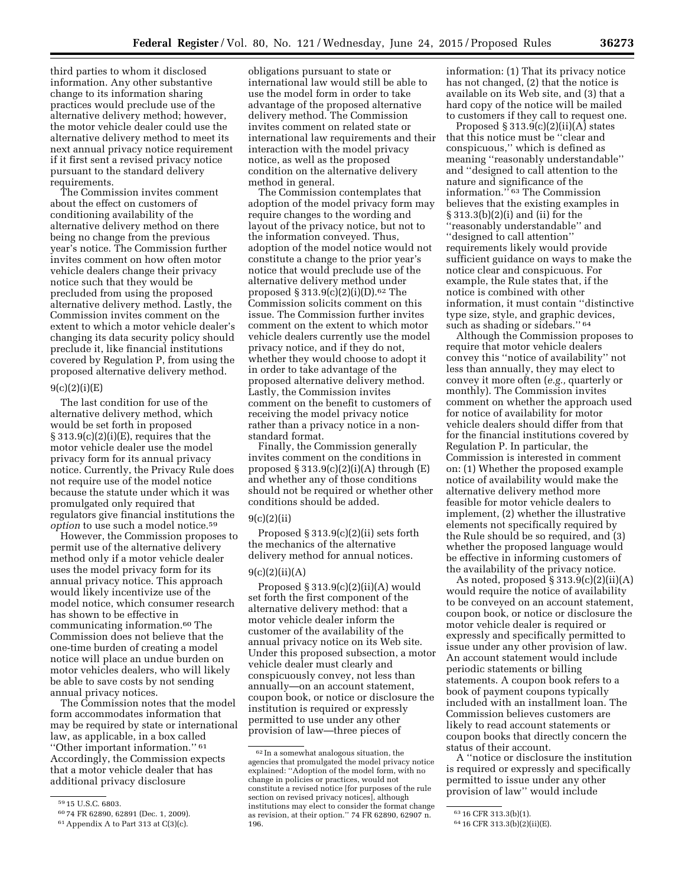third parties to whom it disclosed information. Any other substantive change to its information sharing practices would preclude use of the alternative delivery method; however, the motor vehicle dealer could use the alternative delivery method to meet its next annual privacy notice requirement if it first sent a revised privacy notice pursuant to the standard delivery requirements.

The Commission invites comment about the effect on customers of conditioning availability of the alternative delivery method on there being no change from the previous year's notice. The Commission further invites comment on how often motor vehicle dealers change their privacy notice such that they would be precluded from using the proposed alternative delivery method. Lastly, the Commission invites comment on the extent to which a motor vehicle dealer's changing its data security policy should preclude it, like financial institutions covered by Regulation P, from using the proposed alternative delivery method.

9(c)(2)(i)(E)

The last condition for use of the alternative delivery method, which would be set forth in proposed § 313.9(c)(2)(i)(E), requires that the motor vehicle dealer use the model privacy form for its annual privacy notice. Currently, the Privacy Rule does not require use of the model notice because the statute under which it was promulgated only required that regulators give financial institutions the *option* to use such a model notice.[59]

However, the Commission proposes to permit use of the alternative delivery method only if a motor vehicle dealer uses the model privacy form for its annual privacy notice. This approach would likely incentivize use of the model notice, which consumer research has shown to be effective in communicating information.[60] The Commission does not believe that the one-time burden of creating a model notice will place an undue burden on motor vehicles dealers, who will likely be able to save costs by not sending annual privacy notices.

The Commission notes that the model form accommodates information that may be required by state or international law, as applicable, in a box called ''Other important information.'' [61] Accordingly, the Commission expects that a motor vehicle dealer that has additional privacy disclosure obligations pursuant to state or international law would still be able to use the model form in order to take advantage of the proposed alternative delivery method. The Commission invites comment on related state or international law requirements and their interaction with the model privacy notice, as well as the proposed condition on the alternative delivery method in general.

The Commission contemplates that adoption of the model privacy form may require changes to the wording and layout of the privacy notice, but not to the information conveyed. Thus, adoption of the model notice would not constitute a change to the prior year's notice that would preclude use of the alternative delivery method under proposed § 313.9(c)(2)(i)(D).[62] The Commission solicits comment on this issue. The Commission further invites comment on the extent to which motor vehicle dealers currently use the model privacy notice, and if they do not, whether they would choose to adopt it in order to take advantage of the proposed alternative delivery method. Lastly, the Commission invites comment on the benefit to customers of receiving the model privacy notice rather than a privacy notice in a non-standard format.

Finally, the Commission generally invites comment on the conditions in proposed § 313.9(c)(2)(i)(A) through (E) and whether any of those conditions should not be required or whether other conditions should be added.

9(c)(2)(ii)

Proposed § 313.9(c)(2)(ii) sets forth the mechanics of the alternative delivery method for annual notices.

9(c)(2)(ii)(A)

Proposed § 313.9(c)(2)(ii)(A) would set forth the first component of the alternative delivery method: that a motor vehicle dealer inform the customer of the availability of the annual privacy notice on its Web site. Under this proposed subsection, a motor vehicle dealer must clearly and conspicuously convey, not less than annually—on an account statement, coupon book, or notice or disclosure the institution is required or expressly permitted to use under any other provision of law—three pieces of information: (1) That its privacy notice has not changed, (2) that the notice is available on its Web site, and (3) that a hard copy of the notice will be mailed to customers if they call to request one.

Proposed § 313.9(c)(2)(ii)(A) states that this notice must be ''clear and conspicuous,'' which is defined as meaning ''reasonably understandable'' and ''designed to call attention to the nature and significance of the information.'' [63] The Commission believes that the existing examples in § 313.3(b)(2)(i) and (ii) for the ''reasonably understandable'' and ''designed to call attention'' requirements likely would provide sufficient guidance on ways to make the notice clear and conspicuous. For example, the Rule states that, if the notice is combined with other information, it must contain ''distinctive type size, style, and graphic devices, such as shading or sidebars.'' [64]

Although the Commission proposes to require that motor vehicle dealers convey this ''notice of availability'' not less than annually, they may elect to convey it more often (*e.g.,* quarterly or monthly). The Commission invites comment on whether the approach used for notice of availability for motor vehicle dealers should differ from that for the financial institutions covered by Regulation P. In particular, the Commission is interested in comment on: (1) Whether the proposed example notice of availability would make the alternative delivery method more feasible for motor vehicle dealers to implement, (2) whether the illustrative elements not specifically required by the Rule should be so required, and (3) whether the proposed language would be effective in informing customers of the availability of the privacy notice.

As noted, proposed § 313.9(c)(2)(ii)(A) would require the notice of availability to be conveyed on an account statement, coupon book, or notice or disclosure the motor vehicle dealer is required or expressly and specifically permitted to issue under any other provision of law. An account statement would include periodic statements or billing statements. A coupon book refers to a book of payment coupons typically included with an installment loan. The Commission believes customers are likely to read account statements or coupon books that directly concern the status of their account.

A ''notice or disclosure the institution is required or expressly and specifically permitted to issue under any other provision of law'' would include

[59] 15 U.S.C. 6803.

[60] 74 FR 62890, 62891 (Dec. 1, 2009).

[61] Appendix A to Part 313 at C(3)(c).

[62] In a somewhat analogous situation, the agencies that promulgated the model privacy notice explained: ''Adoption of the model form, with no change in policies or practices, would not constitute a revised notice [for purposes of the rule section on revised privacy notices], although institutions may elect to consider the format change as revision, at their option.'' 74 FR 62890, 62907 n. 196.

[63] 16 CFR 313.3(b)(1).

[64] 16 CFR 313.3(b)(2)(ii)(E).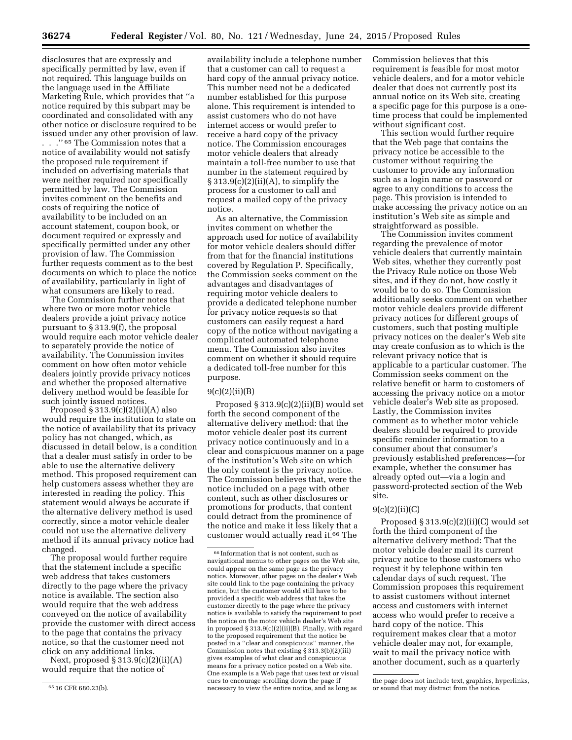disclosures that are expressly and specifically permitted by law, even if not required. This language builds on the language used in the Affiliate Marketing Rule, which provides that ''a notice required by this subpart may be coordinated and consolidated with any other notice or disclosure required to be issued under any other provision of law. . . .'' [65] The Commission notes that a notice of availability would not satisfy the proposed rule requirement if included on advertising materials that were neither required nor specifically permitted by law. The Commission invites comment on the benefits and costs of requiring the notice of availability to be included on an account statement, coupon book, or document required or expressly and specifically permitted under any other provision of law. The Commission further requests comment as to the best documents on which to place the notice of availability, particularly in light of what consumers are likely to read.

The Commission further notes that where two or more motor vehicle dealers provide a joint privacy notice pursuant to § 313.9(f), the proposal would require each motor vehicle dealer to separately provide the notice of availability. The Commission invites comment on how often motor vehicle dealers jointly provide privacy notices and whether the proposed alternative delivery method would be feasible for such jointly issued notices.

Proposed § 313.9(c)(2)(ii)(A) also would require the institution to state on the notice of availability that its privacy policy has not changed, which, as discussed in detail below, is a condition that a dealer must satisfy in order to be able to use the alternative delivery method. This proposed requirement can help customers assess whether they are interested in reading the policy. This statement would always be accurate if the alternative delivery method is used correctly, since a motor vehicle dealer could not use the alternative delivery method if its annual privacy notice had changed.

The proposal would further require that the statement include a specific web address that takes customers directly to the page where the privacy notice is available. The section also would require that the web address conveyed on the notice of availability provide the customer with direct access to the page that contains the privacy notice, so that the customer need not click on any additional links.

Next, proposed § 313.9(c)(2)(ii)(A) would require that the notice of availability include a telephone number that a customer can call to request a hard copy of the annual privacy notice. This number need not be a dedicated number established for this purpose alone. This requirement is intended to assist customers who do not have internet access or would prefer to receive a hard copy of the privacy notice. The Commission encourages motor vehicle dealers that already maintain a toll-free number to use that number in the statement required by § 313.9(c)(2)(ii)(A), to simplify the process for a customer to call and request a mailed copy of the privacy notice.

As an alternative, the Commission invites comment on whether the approach used for notice of availability for motor vehicle dealers should differ from that for the financial institutions covered by Regulation P. Specifically, the Commission seeks comment on the advantages and disadvantages of requiring motor vehicle dealers to provide a dedicated telephone number for privacy notice requests so that customers can easily request a hard copy of the notice without navigating a complicated automated telephone menu. The Commission also invites comment on whether it should require a dedicated toll-free number for this purpose.

### 9(c)(2)(ii)(B)

Proposed § 313.9(c)(2)(ii)(B) would set forth the second component of the alternative delivery method: that the motor vehicle dealer post its current privacy notice continuously and in a clear and conspicuous manner on a page of the institution's Web site on which the only content is the privacy notice. The Commission believes that, were the notice included on a page with other content, such as other disclosures or promotions for products, that content could detract from the prominence of the notice and make it less likely that a customer would actually read it.[66] The Commission believes that this requirement is feasible for most motor vehicle dealers, and for a motor vehicle dealer that does not currently post its annual notice on its Web site, creating a specific page for this purpose is a one-time process that could be implemented without significant cost.

This section would further require that the Web page that contains the privacy notice be accessible to the customer without requiring the customer to provide any information such as a login name or password or agree to any conditions to access the page. This provision is intended to make accessing the privacy notice on an institution's Web site as simple and straightforward as possible.

The Commission invites comment regarding the prevalence of motor vehicle dealers that currently maintain Web sites, whether they currently post the Privacy Rule notice on those Web sites, and if they do not, how costly it would be to do so. The Commission additionally seeks comment on whether motor vehicle dealers provide different privacy notices for different groups of customers, such that posting multiple privacy notices on the dealer's Web site may create confusion as to which is the relevant privacy notice that is applicable to a particular customer. The Commission seeks comment on the relative benefit or harm to customers of accessing the privacy notice on a motor vehicle dealer's Web site as proposed. Lastly, the Commission invites comment as to whether motor vehicle dealers should be required to provide specific reminder information to a consumer about that consumer's previously established preferences—for example, whether the consumer has already opted out—via a login and password-protected section of the Web site.

### 9(c)(2)(ii)(C)

Proposed § 313.9(c)(2)(ii)(C) would set forth the third component of the alternative delivery method: That the motor vehicle dealer mail its current privacy notice to those customers who request it by telephone within ten calendar days of such request. The Commission proposes this requirement to assist customers without internet access and customers with internet access who would prefer to receive a hard copy of the notice. This requirement makes clear that a motor vehicle dealer may not, for example, wait to mail the privacy notice with another document, such as a quarterly

---

[65] 16 CFR 680.23(b).

[66] Information that is not content, such as navigational menus to other pages on the Web site, could appear on the same page as the privacy notice. Moreover, other pages on the dealer's Web site could link to the page containing the privacy notice, but the customer would still have to be provided a specific web address that takes the customer directly to the page where the privacy notice is available to satisfy the requirement to post the notice on the motor vehicle dealer's Web site in proposed § 313.9(c)(2)(ii)(B). Finally, with regard to the proposed requirement that the notice be posted in a ''clear and conspicuous'' manner, the Commission notes that existing § 313.3(b)(2)(iii) gives examples of what clear and conspicuous means for a privacy notice posted on a Web site. One example is a Web page that uses text or visual cues to encourage scrolling down the page if necessary to view the entire notice, and as long as the page does not include text, graphics, hyperlinks, or sound that may distract from the notice.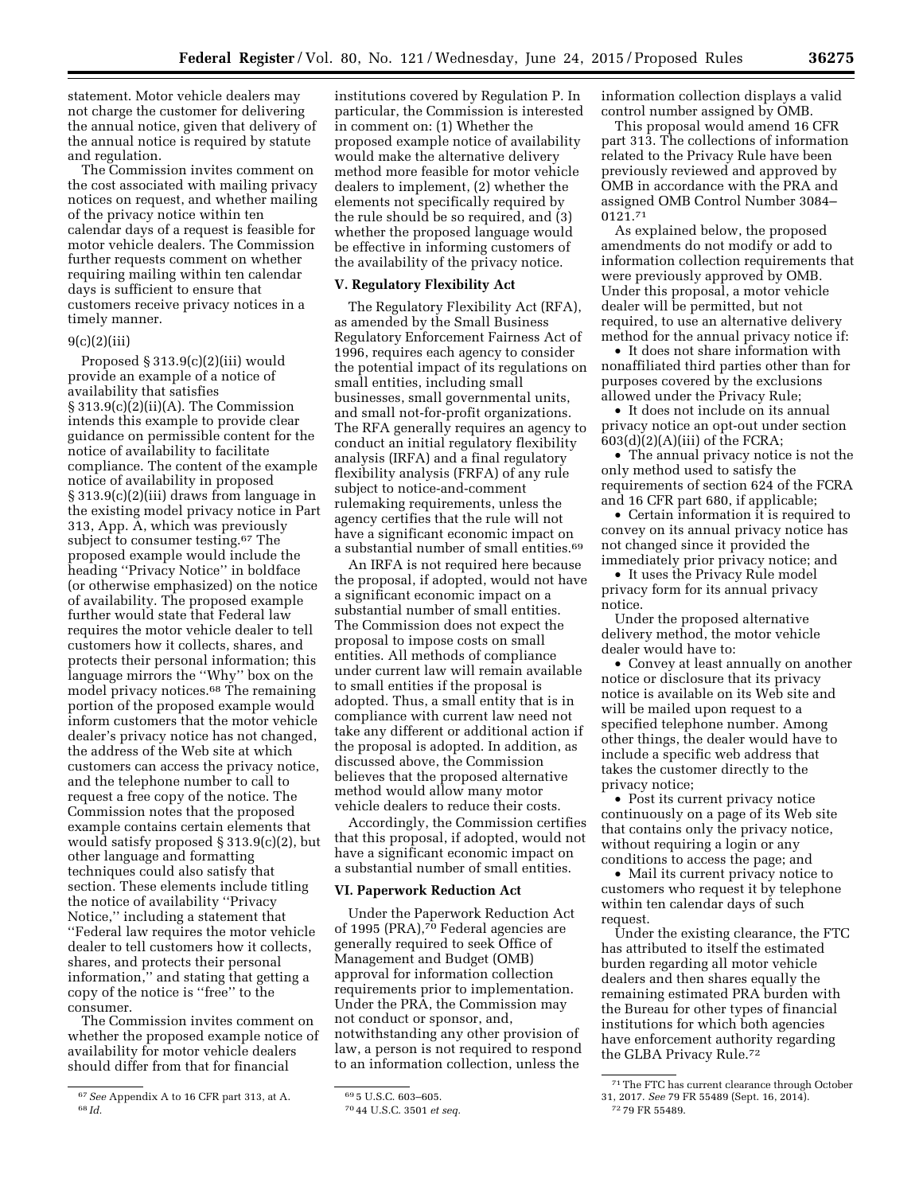statement. Motor vehicle dealers may not charge the customer for delivering the annual notice, given that delivery of the annual notice is required by statute and regulation.

The Commission invites comment on the cost associated with mailing privacy notices on request, and whether mailing of the privacy notice within ten calendar days of a request is feasible for motor vehicle dealers. The Commission further requests comment on whether requiring mailing within ten calendar days is sufficient to ensure that customers receive privacy notices in a timely manner.

9(c)(2)(iii)

Proposed § 313.9(c)(2)(iii) would provide an example of a notice of availability that satisfies § 313.9(c)(2)(ii)(A). The Commission intends this example to provide clear guidance on permissible content for the notice of availability to facilitate compliance. The content of the example notice of availability in proposed § 313.9(c)(2)(iii) draws from language in the existing model privacy notice in Part 313, App. A, which was previously subject to consumer testing.[67] The proposed example would include the heading ''Privacy Notice'' in boldface (or otherwise emphasized) on the notice of availability. The proposed example further would state that Federal law requires the motor vehicle dealer to tell customers how it collects, shares, and protects their personal information; this language mirrors the ''Why'' box on the model privacy notices.[68] The remaining portion of the proposed example would inform customers that the motor vehicle dealer's privacy notice has not changed, the address of the Web site at which customers can access the privacy notice, and the telephone number to call to request a free copy of the notice. The Commission notes that the proposed example contains certain elements that would satisfy proposed § 313.9(c)(2), but other language and formatting techniques could also satisfy that section. These elements include titling the notice of availability ''Privacy Notice,'' including a statement that ''Federal law requires the motor vehicle dealer to tell customers how it collects, shares, and protects their personal information,'' and stating that getting a copy of the notice is ''free'' to the consumer.

The Commission invites comment on whether the proposed example notice of availability for motor vehicle dealers should differ from that for financial institutions covered by Regulation P. In particular, the Commission is interested in comment on: (1) Whether the proposed example notice of availability would make the alternative delivery method more feasible for motor vehicle dealers to implement, (2) whether the elements not specifically required by the rule should be so required, and (3) whether the proposed language would be effective in informing customers of the availability of the privacy notice.

## V. Regulatory Flexibility Act

The Regulatory Flexibility Act (RFA), as amended by the Small Business Regulatory Enforcement Fairness Act of 1996, requires each agency to consider the potential impact of its regulations on small entities, including small businesses, small governmental units, and small not-for-profit organizations. The RFA generally requires an agency to conduct an initial regulatory flexibility analysis (IRFA) and a final regulatory flexibility analysis (FRFA) of any rule subject to notice-and-comment rulemaking requirements, unless the agency certifies that the rule will not have a significant economic impact on a substantial number of small entities.[69]

An IRFA is not required here because the proposal, if adopted, would not have a significant economic impact on a substantial number of small entities. The Commission does not expect the proposal to impose costs on small entities. All methods of compliance under current law will remain available to small entities if the proposal is adopted. Thus, a small entity that is in compliance with current law need not take any different or additional action if the proposal is adopted. In addition, as discussed above, the Commission believes that the proposed alternative method would allow many motor vehicle dealers to reduce their costs.

Accordingly, the Commission certifies that this proposal, if adopted, would not have a significant economic impact on a substantial number of small entities.

## VI. Paperwork Reduction Act

Under the Paperwork Reduction Act of 1995 (PRA),[70] Federal agencies are generally required to seek Office of Management and Budget (OMB) approval for information collection requirements prior to implementation. Under the PRA, the Commission may not conduct or sponsor, and, notwithstanding any other provision of law, a person is not required to respond to an information collection, unless the information collection displays a valid control number assigned by OMB.

This proposal would amend 16 CFR part 313. The collections of information related to the Privacy Rule have been previously reviewed and approved by OMB in accordance with the PRA and assigned OMB Control Number 3084–0121.[71]

As explained below, the proposed amendments do not modify or add to information collection requirements that were previously approved by OMB. Under this proposal, a motor vehicle dealer will be permitted, but not required, to use an alternative delivery method for the annual privacy notice if:

- It does not share information with nonaffiliated third parties other than for purposes covered by the exclusions allowed under the Privacy Rule;
- It does not include on its annual privacy notice an opt-out under section 603(d)(2)(A)(iii) of the FCRA;
- The annual privacy notice is not the only method used to satisfy the requirements of section 624 of the FCRA and 16 CFR part 680, if applicable;
- Certain information it is required to convey on its annual privacy notice has not changed since it provided the immediately prior privacy notice; and
- It uses the Privacy Rule model privacy form for its annual privacy notice.

Under the proposed alternative delivery method, the motor vehicle dealer would have to:

- Convey at least annually on another notice or disclosure that its privacy notice is available on its Web site and will be mailed upon request to a specified telephone number. Among other things, the dealer would have to include a specific web address that takes the customer directly to the privacy notice;
- Post its current privacy notice continuously on a page of its Web site that contains only the privacy notice, without requiring a login or any conditions to access the page; and
- Mail its current privacy notice to customers who request it by telephone within ten calendar days of such request.

Under the existing clearance, the FTC has attributed to itself the estimated burden regarding all motor vehicle dealers and then shares equally the remaining estimated PRA burden with the Bureau for other types of financial institutions for which both agencies have enforcement authority regarding the GLBA Privacy Rule.[72]

---

[67] *See* Appendix A to 16 CFR part 313, at A.

[68] *Id.*

[69] 5 U.S.C. 603–605.

[70] 44 U.S.C. 3501 *et seq.*

[71] The FTC has current clearance through October 31, 2017. *See* 79 FR 55489 (Sept. 16, 2014).

[72] 79 FR 55489.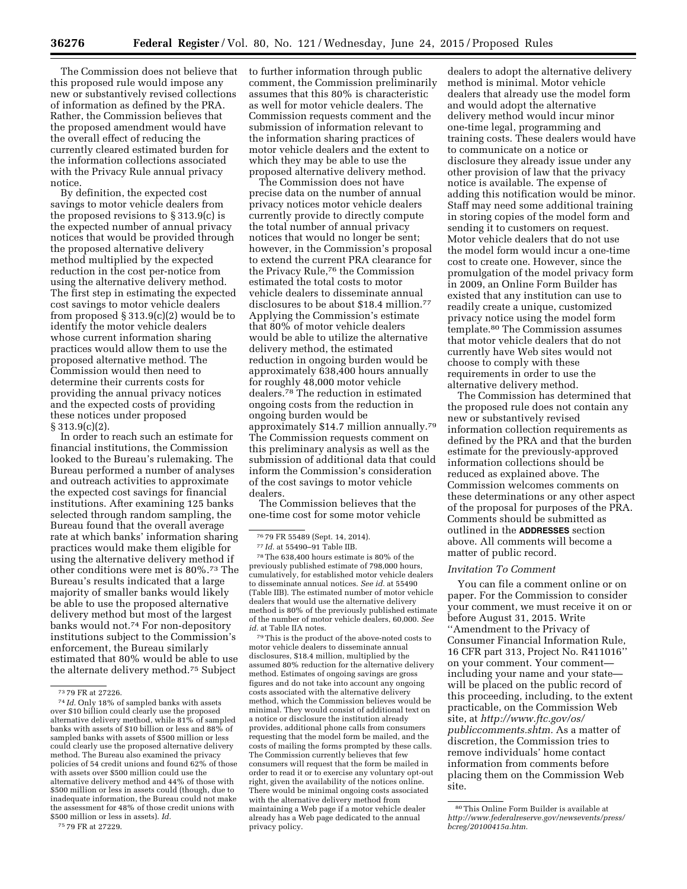The Commission does not believe that this proposed rule would impose any new or substantively revised collections of information as defined by the PRA. Rather, the Commission believes that the proposed amendment would have the overall effect of reducing the currently cleared estimated burden for the information collections associated with the Privacy Rule annual privacy notice.

By definition, the expected cost savings to motor vehicle dealers from the proposed revisions to § 313.9(c) is the expected number of annual privacy notices that would be provided through the proposed alternative delivery method multiplied by the expected reduction in the cost per-notice from using the alternative delivery method. The first step in estimating the expected cost savings to motor vehicle dealers from proposed § 313.9(c)(2) would be to identify the motor vehicle dealers whose current information sharing practices would allow them to use the proposed alternative method. The Commission would then need to determine their currents costs for providing the annual privacy notices and the expected costs of providing these notices under proposed § 313.9(c)(2).

In order to reach such an estimate for financial institutions, the Commission looked to the Bureau's rulemaking. The Bureau performed a number of analyses and outreach activities to approximate the expected cost savings for financial institutions. After examining 125 banks selected through random sampling, the Bureau found that the overall average rate at which banks' information sharing practices would make them eligible for using the alternative delivery method if other conditions were met is 80%.[73] The Bureau's results indicated that a large majority of smaller banks would likely be able to use the proposed alternative delivery method but most of the largest banks would not.[74] For non-depository institutions subject to the Commission's enforcement, the Bureau similarly estimated that 80% would be able to use the alternate delivery method.[75] Subject to further information through public comment, the Commission preliminarily assumes that this 80% is characteristic as well for motor vehicle dealers. The Commission requests comment and the submission of information relevant to the information sharing practices of motor vehicle dealers and the extent to which they may be able to use the proposed alternative delivery method.

The Commission does not have precise data on the number of annual privacy notices motor vehicle dealers currently provide to directly compute the total number of annual privacy notices that would no longer be sent; however, in the Commission's proposal to extend the current PRA clearance for the Privacy Rule,[76] the Commission estimated the total costs to motor vehicle dealers to disseminate annual disclosures to be about $18.4 million.[77] Applying the Commission's estimate that 80% of motor vehicle dealers would be able to utilize the alternative delivery method, the estimated reduction in ongoing burden would be approximately 638,400 hours annually for roughly 48,000 motor vehicle dealers.[78] The reduction in estimated ongoing costs from the reduction in ongoing burden would be approximately $14.7 million annually.[79] The Commission requests comment on this preliminary analysis as well as the submission of additional data that could inform the Commission's consideration of the cost savings to motor vehicle dealers.

The Commission believes that the one-time cost for some motor vehicle dealers to adopt the alternative delivery method is minimal. Motor vehicle dealers that already use the model form and would adopt the alternative delivery method would incur minor one-time legal, programming and training costs. These dealers would have to communicate on a notice or disclosure they already issue under any other provision of law that the privacy notice is available. The expense of adding this notification would be minor. Staff may need some additional training in storing copies of the model form and sending it to customers on request. Motor vehicle dealers that do not use the model form would incur a one-time cost to create one. However, since the promulgation of the model privacy form in 2009, an Online Form Builder has existed that any institution can use to readily create a unique, customized privacy notice using the model form template.[80] The Commission assumes that motor vehicle dealers that do not currently have Web sites would not choose to comply with these requirements in order to use the alternative delivery method.

The Commission has determined that the proposed rule does not contain any new or substantively revised information collection requirements as defined by the PRA and that the burden estimate for the previously-approved information collections should be reduced as explained above. The Commission welcomes comments on these determinations or any other aspect of the proposal for purposes of the PRA. Comments should be submitted as outlined in the **ADDRESSES** section above. All comments will become a matter of public record.

*Invitation To Comment*

You can file a comment online or on paper. For the Commission to consider your comment, we must receive it on or before August 31, 2015. Write ''Amendment to the Privacy of Consumer Financial Information Rule, 16 CFR part 313, Project No. R411016'' on your comment. Your comment—including your name and your state—will be placed on the public record of this proceeding, including, to the extent practicable, on the Commission Web site, at *http://www.ftc.gov/os/publiccomments.shtm.* As a matter of discretion, the Commission tries to remove individuals' home contact information from comments before placing them on the Commission Web site.

---

[73] 79 FR at 27226.

[74] *Id.* Only 18% of sampled banks with assets over $10 billion could clearly use the proposed alternative delivery method, while 81% of sampled banks with assets of $10 billion or less and 88% of sampled banks with assets of $500 million or less could clearly use the proposed alternative delivery method. The Bureau also examined the privacy policies of 54 credit unions and found 62% of those with assets over $500 million could use the alternative delivery method and 44% of those with $500 million or less in assets could (though, due to inadequate information, the Bureau could not make the assessment for 48% of those credit unions with $500 million or less in assets). *Id.*

[75] 79 FR at 27229.

[76] 79 FR 55489 (Sept. 14, 2014).

[77] *Id.* at 55490–91 Table IIB.

[78] The 638,400 hours estimate is 80% of the previously published estimate of 798,000 hours, cumulatively, for established motor vehicle dealers to disseminate annual notices. *See id.* at 55490 (Table IIB). The estimated number of motor vehicle dealers that would use the alternative delivery method is 80% of the previously published estimate of the number of motor vehicle dealers, 60,000. *See id.* at Table IIA notes.

[79] This is the product of the above-noted costs to motor vehicle dealers to disseminate annual disclosures, $18.4 million, multiplied by the assumed 80% reduction for the alternative delivery method. Estimates of ongoing savings are gross figures and do not take into account any ongoing costs associated with the alternative delivery method, which the Commission believes would be minimal. They would consist of additional text on a notice or disclosure the institution already provides, additional phone calls from consumers requesting that the model form be mailed, and the costs of mailing the forms prompted by these calls. The Commission currently believes that few consumers will request that the form be mailed in order to read it or to exercise any voluntary opt-out right, given the availability of the notices online. There would be minimal ongoing costs associated with the alternative delivery method from maintaining a Web page if a motor vehicle dealer already has a Web page dedicated to the annual privacy policy.

[80] This Online Form Builder is available at *http://www.federalreserve.gov/newsevents/press/bcreg/20100415a.htm.*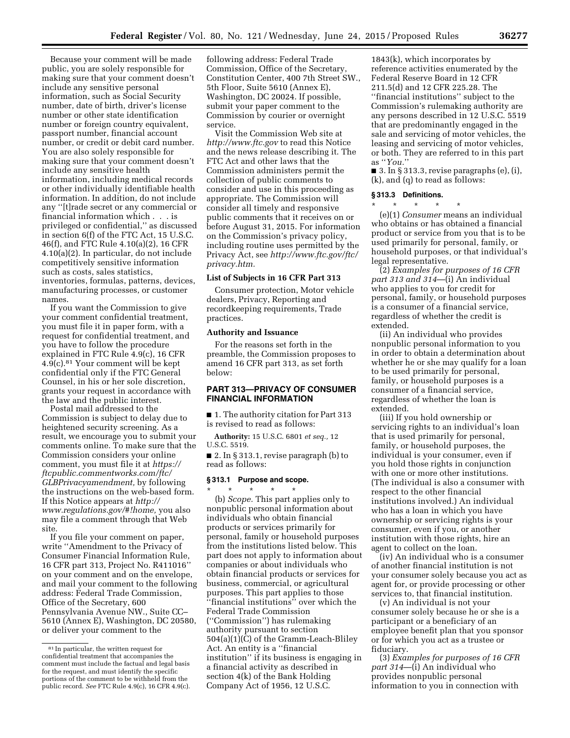Because your comment will be made public, you are solely responsible for making sure that your comment doesn't include any sensitive personal information, such as Social Security number, date of birth, driver's license number or other state identification number or foreign country equivalent, passport number, financial account number, or credit or debit card number. You are also solely responsible for making sure that your comment doesn't include any sensitive health information, including medical records or other individually identifiable health information. In addition, do not include any ''[t]rade secret or any commercial or financial information which . . . is privileged or confidential,'' as discussed in section 6(f) of the FTC Act, 15 U.S.C. 46(f), and FTC Rule 4.10(a)(2), 16 CFR 4.10(a)(2). In particular, do not include competitively sensitive information such as costs, sales statistics, inventories, formulas, patterns, devices, manufacturing processes, or customer names.

If you want the Commission to give your comment confidential treatment, you must file it in paper form, with a request for confidential treatment, and you have to follow the procedure explained in FTC Rule 4.9(c), 16 CFR 4.9(c).[81] Your comment will be kept confidential only if the FTC General Counsel, in his or her sole discretion, grants your request in accordance with the law and the public interest.

Postal mail addressed to the Commission is subject to delay due to heightened security screening. As a result, we encourage you to submit your comments online. To make sure that the Commission considers your online comment, you must file it at *https://ftcpublic.commentworks.com/ftc/GLBPrivacyamendment,* by following the instructions on the web-based form. If this Notice appears at *http://www.regulations.gov/#!home,* you also may file a comment through that Web site.

If you file your comment on paper, write ''Amendment to the Privacy of Consumer Financial Information Rule, 16 CFR part 313, Project No. R411016'' on your comment and on the envelope, and mail your comment to the following address: Federal Trade Commission, Office of the Secretary, 600 Pennsylvania Avenue NW., Suite CC–5610 (Annex E), Washington, DC 20580, or deliver your comment to the following address: Federal Trade Commission, Office of the Secretary, Constitution Center, 400 7th Street SW., 5th Floor, Suite 5610 (Annex E), Washington, DC 20024. If possible, submit your paper comment to the Commission by courier or overnight service.

Visit the Commission Web site at *http://www.ftc.gov* to read this Notice and the news release describing it. The FTC Act and other laws that the Commission administers permit the collection of public comments to consider and use in this proceeding as appropriate. The Commission will consider all timely and responsive public comments that it receives on or before August 31, 2015. For information on the Commission's privacy policy, including routine uses permitted by the Privacy Act, see *http://www.ftc.gov/ftc/privacy.htm.*

### List of Subjects in 16 CFR Part 313

Consumer protection, Motor vehicle dealers, Privacy, Reporting and recordkeeping requirements, Trade practices.

### Authority and Issuance

For the reasons set forth in the preamble, the Commission proposes to amend 16 CFR part 313, as set forth below:

## PART 313—PRIVACY OF CONSUMER FINANCIAL INFORMATION

■ 1. The authority citation for Part 313 is revised to read as follows:

**Authority:** 15 U.S.C. 6801 *et seq.,* 12 U.S.C. 5519.

■ 2. In § 313.1, revise paragraph (b) to read as follows:

### § 313.1 Purpose and scope.

\* \* \* \* \*

(b) *Scope.* This part applies only to nonpublic personal information about individuals who obtain financial products or services primarily for personal, family or household purposes from the institutions listed below. This part does not apply to information about companies or about individuals who obtain financial products or services for business, commercial, or agricultural purposes. This part applies to those ''financial institutions'' over which the Federal Trade Commission (''Commission'') has rulemaking authority pursuant to section 504(a)(1)(C) of the Gramm-Leach-Bliley Act. An entity is a ''financial institution'' if its business is engaging in a financial activity as described in section 4(k) of the Bank Holding Company Act of 1956, 12 U.S.C. 1843(k), which incorporates by reference activities enumerated by the Federal Reserve Board in 12 CFR 211.5(d) and 12 CFR 225.28. The ''financial institutions'' subject to the Commission's rulemaking authority are any persons described in 12 U.S.C. 5519 that are predominantly engaged in the sale and servicing of motor vehicles, the leasing and servicing of motor vehicles, or both. They are referred to in this part as ''*You.*''

■ 3. In § 313.3, revise paragraphs (e), (i), (k), and (q) to read as follows:

### § 313.3 Definitions.

\* \* \* \* \*

(e)(1) *Consumer* means an individual who obtains or has obtained a financial product or service from you that is to be used primarily for personal, family, or household purposes, or that individual's legal representative.

(2) *Examples for purposes of 16 CFR part 313 and 314*—(i) An individual who applies to you for credit for personal, family, or household purposes is a consumer of a financial service, regardless of whether the credit is extended.

(ii) An individual who provides nonpublic personal information to you in order to obtain a determination about whether he or she may qualify for a loan to be used primarily for personal, family, or household purposes is a consumer of a financial service, regardless of whether the loan is extended.

(iii) If you hold ownership or servicing rights to an individual's loan that is used primarily for personal, family, or household purposes, the individual is your consumer, even if you hold those rights in conjunction with one or more other institutions. (The individual is also a consumer with respect to the other financial institutions involved.) An individual who has a loan in which you have ownership or servicing rights is your consumer, even if you, or another institution with those rights, hire an agent to collect on the loan.

(iv) An individual who is a consumer of another financial institution is not your consumer solely because you act as agent for, or provide processing or other services to, that financial institution.

(v) An individual is not your consumer solely because he or she is a participant or a beneficiary of an employee benefit plan that you sponsor or for which you act as a trustee or fiduciary.

(3) *Examples for purposes of 16 CFR part 314*—(i) An individual who provides nonpublic personal information to you in connection with

---

[81] In particular, the written request for confidential treatment that accompanies the comment must include the factual and legal basis for the request, and must identify the specific portions of the comment to be withheld from the public record. *See* FTC Rule 4.9(c), 16 CFR 4.9(c).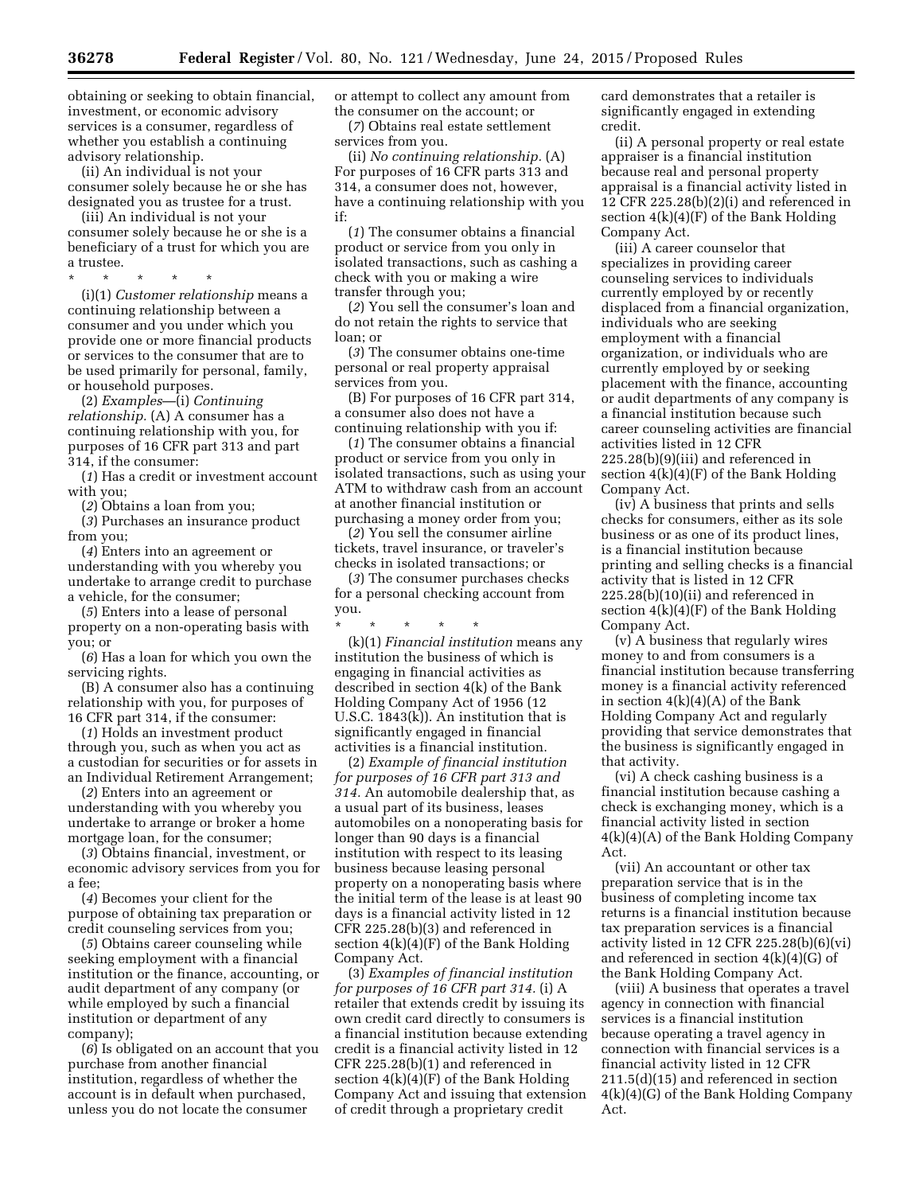obtaining or seeking to obtain financial, investment, or economic advisory services is a consumer, regardless of whether you establish a continuing advisory relationship.

(ii) An individual is not your consumer solely because he or she has designated you as trustee for a trust.

(iii) An individual is not your consumer solely because he or she is a beneficiary of a trust for which you are a trustee.

\* \* \* \* \*

(i)(1) *Customer relationship* means a continuing relationship between a consumer and you under which you provide one or more financial products or services to the consumer that are to be used primarily for personal, family, or household purposes.

(2) *Examples*—(i) *Continuing relationship.* (A) A consumer has a continuing relationship with you, for purposes of 16 CFR part 313 and part 314, if the consumer:

(*1*) Has a credit or investment account with you;

(*2*) Obtains a loan from you;

(*3*) Purchases an insurance product from you;

(*4*) Enters into an agreement or understanding with you whereby you undertake to arrange credit to purchase a vehicle, for the consumer;

(*5*) Enters into a lease of personal property on a non-operating basis with you; or

(*6*) Has a loan for which you own the servicing rights.

(B) A consumer also has a continuing relationship with you, for purposes of 16 CFR part 314, if the consumer:

(*1*) Holds an investment product through you, such as when you act as a custodian for securities or for assets in an Individual Retirement Arrangement;

(*2*) Enters into an agreement or understanding with you whereby you undertake to arrange or broker a home mortgage loan, for the consumer;

(*3*) Obtains financial, investment, or economic advisory services from you for a fee;

(*4*) Becomes your client for the purpose of obtaining tax preparation or credit counseling services from you;

(*5*) Obtains career counseling while seeking employment with a financial institution or the finance, accounting, or audit department of any company (or while employed by such a financial institution or department of any company);

(*6*) Is obligated on an account that you purchase from another financial institution, regardless of whether the account is in default when purchased, unless you do not locate the consumer or attempt to collect any amount from the consumer on the account; or

(*7*) Obtains real estate settlement services from you.

(ii) *No continuing relationship.* (A) For purposes of 16 CFR parts 313 and 314, a consumer does not, however, have a continuing relationship with you if:

(*1*) The consumer obtains a financial product or service from you only in isolated transactions, such as cashing a check with you or making a wire transfer through you;

(*2*) You sell the consumer's loan and do not retain the rights to service that loan; or

(*3*) The consumer obtains one-time personal or real property appraisal services from you.

(B) For purposes of 16 CFR part 314, a consumer also does not have a continuing relationship with you if:

(*1*) The consumer obtains a financial product or service from you only in isolated transactions, such as using your ATM to withdraw cash from an account at another financial institution or purchasing a money order from you;

(*2*) You sell the consumer airline tickets, travel insurance, or traveler's checks in isolated transactions; or

(*3*) The consumer purchases checks for a personal checking account from you.

\* \* \* \* \*

(k)(1) *Financial institution* means any institution the business of which is engaging in financial activities as described in section 4(k) of the Bank Holding Company Act of 1956 (12 U.S.C. 1843(k)). An institution that is significantly engaged in financial activities is a financial institution.

(2) *Example of financial institution for purposes of 16 CFR part 313 and 314.* An automobile dealership that, as a usual part of its business, leases automobiles on a nonoperating basis for longer than 90 days is a financial institution with respect to its leasing business because leasing personal property on a nonoperating basis where the initial term of the lease is at least 90 days is a financial activity listed in 12 CFR 225.28(b)(3) and referenced in section 4(k)(4)(F) of the Bank Holding Company Act.

(3) *Examples of financial institution for purposes of 16 CFR part 314.* (i) A retailer that extends credit by issuing its own credit card directly to consumers is a financial institution because extending credit is a financial activity listed in 12 CFR 225.28(b)(1) and referenced in section 4(k)(4)(F) of the Bank Holding Company Act and issuing that extension of credit through a proprietary credit card demonstrates that a retailer is significantly engaged in extending credit.

(ii) A personal property or real estate appraiser is a financial institution because real and personal property appraisal is a financial activity listed in 12 CFR 225.28(b)(2)(i) and referenced in section 4(k)(4)(F) of the Bank Holding Company Act.

(iii) A career counselor that specializes in providing career counseling services to individuals currently employed by or recently displaced from a financial organization, individuals who are seeking employment with a financial organization, or individuals who are currently employed by or seeking placement with the finance, accounting or audit departments of any company is a financial institution because such career counseling activities are financial activities listed in 12 CFR 225.28(b)(9)(iii) and referenced in section 4(k)(4)(F) of the Bank Holding Company Act.

(iv) A business that prints and sells checks for consumers, either as its sole business or as one of its product lines, is a financial institution because printing and selling checks is a financial activity that is listed in 12 CFR 225.28(b)(10)(ii) and referenced in section 4(k)(4)(F) of the Bank Holding Company Act.

(v) A business that regularly wires money to and from consumers is a financial institution because transferring money is a financial activity referenced in section 4(k)(4)(A) of the Bank Holding Company Act and regularly providing that service demonstrates that the business is significantly engaged in that activity.

(vi) A check cashing business is a financial institution because cashing a check is exchanging money, which is a financial activity listed in section 4(k)(4)(A) of the Bank Holding Company Act.

(vii) An accountant or other tax preparation service that is in the business of completing income tax returns is a financial institution because tax preparation services is a financial activity listed in 12 CFR 225.28(b)(6)(vi) and referenced in section 4(k)(4)(G) of the Bank Holding Company Act.

(viii) A business that operates a travel agency in connection with financial services is a financial institution because operating a travel agency in connection with financial services is a financial activity listed in 12 CFR 211.5(d)(15) and referenced in section 4(k)(4)(G) of the Bank Holding Company Act.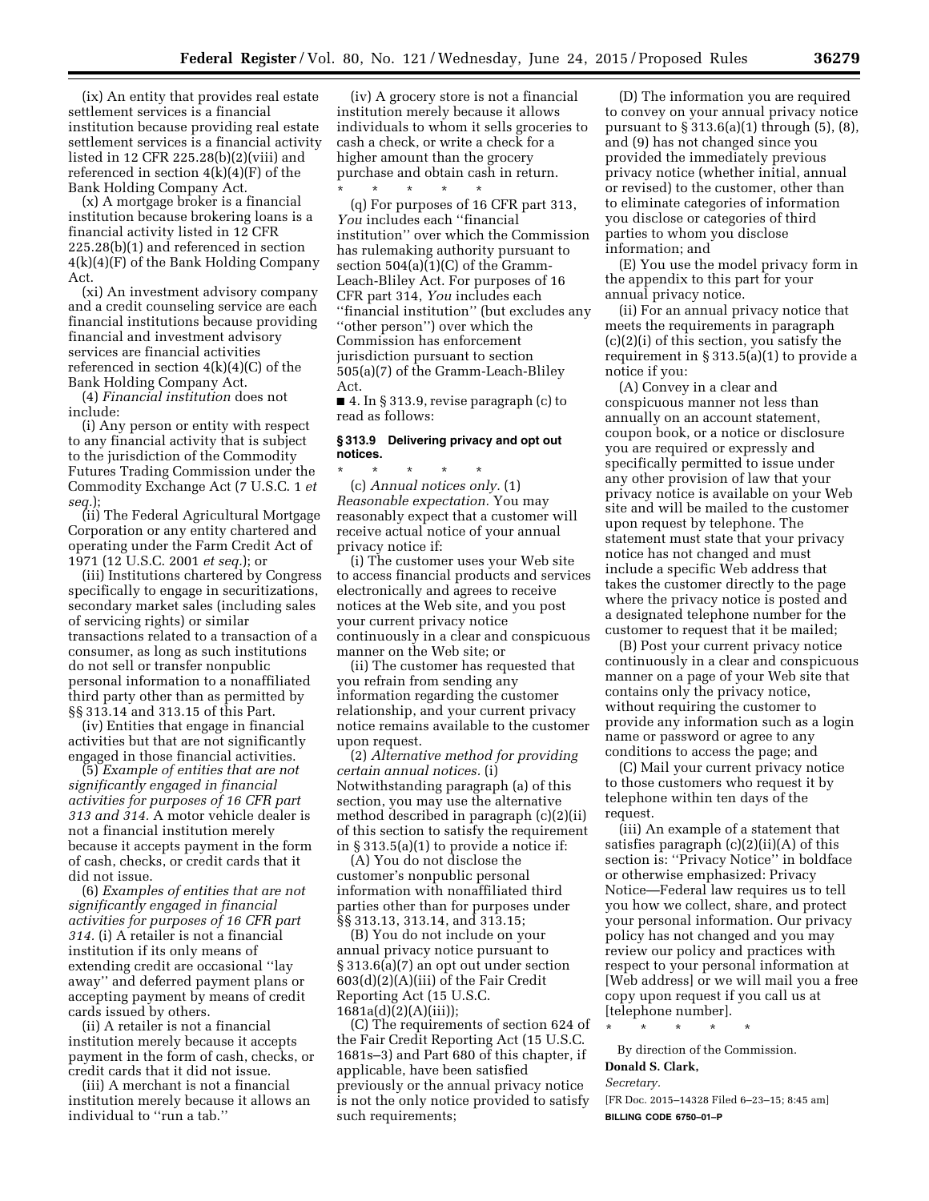(ix) An entity that provides real estate settlement services is a financial institution because providing real estate settlement services is a financial activity listed in 12 CFR 225.28(b)(2)(viii) and referenced in section 4(k)(4)(F) of the Bank Holding Company Act.

(x) A mortgage broker is a financial institution because brokering loans is a financial activity listed in 12 CFR 225.28(b)(1) and referenced in section 4(k)(4)(F) of the Bank Holding Company Act.

(xi) An investment advisory company and a credit counseling service are each financial institutions because providing financial and investment advisory services are financial activities referenced in section 4(k)(4)(C) of the Bank Holding Company Act.

(4) *Financial institution* does not include:

(i) Any person or entity with respect to any financial activity that is subject to the jurisdiction of the Commodity Futures Trading Commission under the Commodity Exchange Act (7 U.S.C. 1 *et seq.*);

(ii) The Federal Agricultural Mortgage Corporation or any entity chartered and operating under the Farm Credit Act of 1971 (12 U.S.C. 2001 *et seq.*); or

(iii) Institutions chartered by Congress specifically to engage in securitizations, secondary market sales (including sales of servicing rights) or similar transactions related to a transaction of a consumer, as long as such institutions do not sell or transfer nonpublic personal information to a nonaffiliated third party other than as permitted by §§ 313.14 and 313.15 of this Part.

(iv) Entities that engage in financial activities but that are not significantly engaged in those financial activities.

(5) *Example of entities that are not significantly engaged in financial activities for purposes of 16 CFR part 313 and 314.* A motor vehicle dealer is not a financial institution merely because it accepts payment in the form of cash, checks, or credit cards that it did not issue.

(6) *Examples of entities that are not significantly engaged in financial activities for purposes of 16 CFR part 314.* (i) A retailer is not a financial institution if its only means of extending credit are occasional ''lay away'' and deferred payment plans or accepting payment by means of credit cards issued by others.

(ii) A retailer is not a financial institution merely because it accepts payment in the form of cash, checks, or credit cards that it did not issue.

(iii) A merchant is not a financial institution merely because it allows an individual to ''run a tab.''

(iv) A grocery store is not a financial institution merely because it allows individuals to whom it sells groceries to cash a check, or write a check for a higher amount than the grocery purchase and obtain cash in return.

\* \* \* \* \*

(q) For purposes of 16 CFR part 313, *You* includes each ''financial institution'' over which the Commission has rulemaking authority pursuant to section 504(a)(1)(C) of the Gramm-Leach-Bliley Act. For purposes of 16 CFR part 314, *You* includes each ''financial institution'' (but excludes any ''other person'') over which the Commission has enforcement jurisdiction pursuant to section 505(a)(7) of the Gramm-Leach-Bliley Act.

■ 4. In § 313.9, revise paragraph (c) to read as follows:

### § 313.9 Delivering privacy and opt out notices.

\* \* \* \* \*

(c) *Annual notices only.* (1) *Reasonable expectation.* You may reasonably expect that a customer will receive actual notice of your annual privacy notice if:

(i) The customer uses your Web site to access financial products and services electronically and agrees to receive notices at the Web site, and you post your current privacy notice continuously in a clear and conspicuous manner on the Web site; or

(ii) The customer has requested that you refrain from sending any information regarding the customer relationship, and your current privacy notice remains available to the customer upon request.

(2) *Alternative method for providing certain annual notices.* (i) Notwithstanding paragraph (a) of this section, you may use the alternative method described in paragraph (c)(2)(ii) of this section to satisfy the requirement in § 313.5(a)(1) to provide a notice if:

(A) You do not disclose the customer's nonpublic personal information with nonaffiliated third parties other than for purposes under §§ 313.13, 313.14, and 313.15;

(B) You do not include on your annual privacy notice pursuant to § 313.6(a)(7) an opt out under section 603(d)(2)(A)(iii) of the Fair Credit Reporting Act (15 U.S.C. 1681a(d)(2)(A)(iii));

(C) The requirements of section 624 of the Fair Credit Reporting Act (15 U.S.C. 1681s–3) and Part 680 of this chapter, if applicable, have been satisfied previously or the annual privacy notice is not the only notice provided to satisfy such requirements;

(D) The information you are required to convey on your annual privacy notice pursuant to § 313.6(a)(1) through (5), (8), and (9) has not changed since you provided the immediately previous privacy notice (whether initial, annual or revised) to the customer, other than to eliminate categories of information you disclose or categories of third parties to whom you disclose information; and

(E) You use the model privacy form in the appendix to this part for your annual privacy notice.

(ii) For an annual privacy notice that meets the requirements in paragraph (c)(2)(i) of this section, you satisfy the requirement in § 313.5(a)(1) to provide a notice if you:

(A) Convey in a clear and conspicuous manner not less than annually on an account statement, coupon book, or a notice or disclosure you are required or expressly and specifically permitted to issue under any other provision of law that your privacy notice is available on your Web site and will be mailed to the customer upon request by telephone. The statement must state that your privacy notice has not changed and must include a specific Web address that takes the customer directly to the page where the privacy notice is posted and a designated telephone number for the customer to request that it be mailed;

(B) Post your current privacy notice continuously in a clear and conspicuous manner on a page of your Web site that contains only the privacy notice, without requiring the customer to provide any information such as a login name or password or agree to any conditions to access the page; and

(C) Mail your current privacy notice to those customers who request it by telephone within ten days of the request.

(iii) An example of a statement that satisfies paragraph (c)(2)(ii)(A) of this section is: ''Privacy Notice'' in boldface or otherwise emphasized: Privacy Notice—Federal law requires us to tell you how we collect, share, and protect your personal information. Our privacy policy has not changed and you may review our policy and practices with respect to your personal information at [Web address] or we will mail you a free copy upon request if you call us at [telephone number].

\* \* \* \* \*

By direction of the Commission.

**Donald S. Clark,**

*Secretary.*

[FR Doc. 2015–14328 Filed 6–23–15; 8:45 am]

**BILLING CODE 6750–01–P**